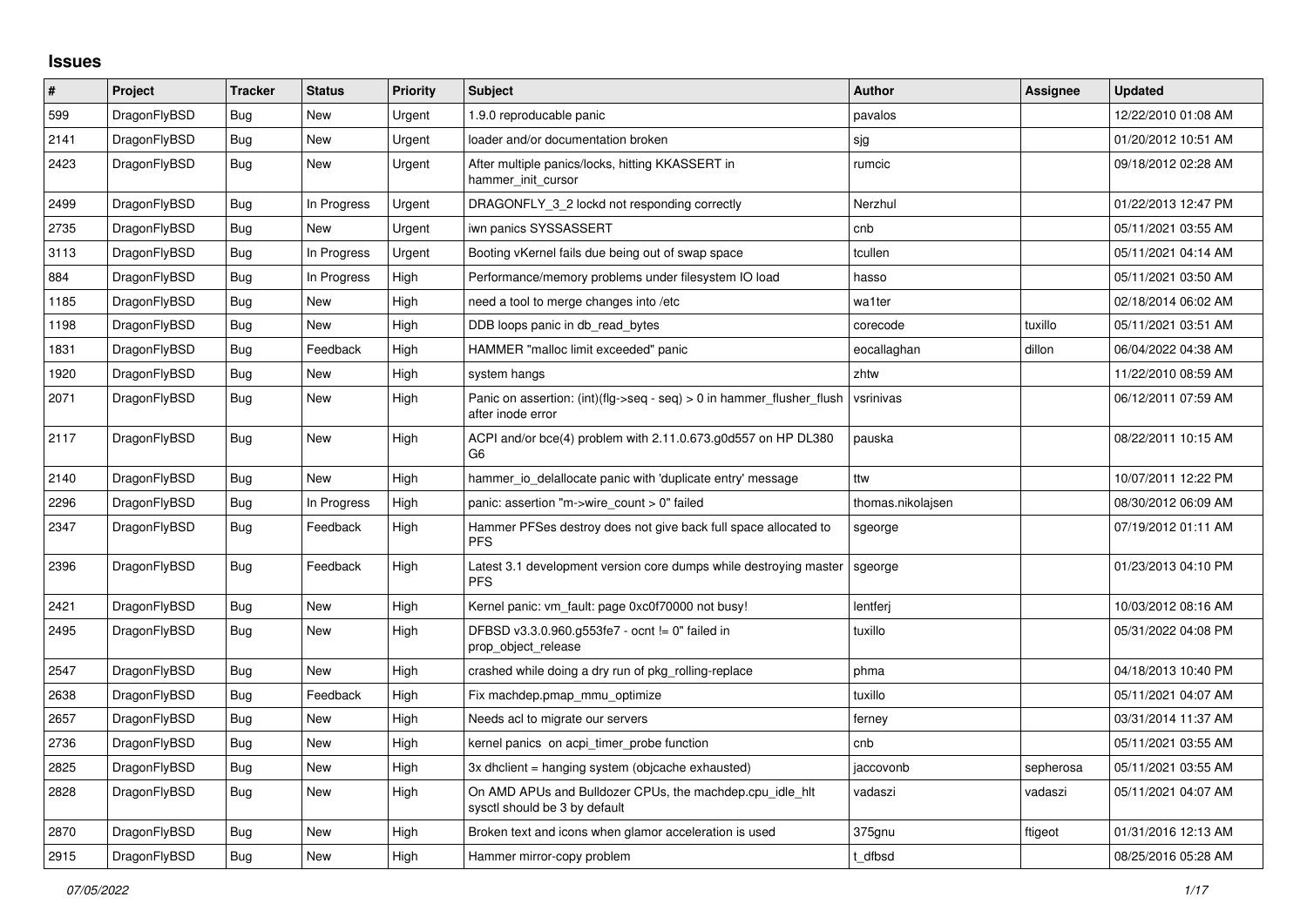## Issues

| # | Project | Tracker | Status | Priority | Subject | Author | Assignee | Updated |
|---|---|---|---|---|---|---|---|---|
| 599 | DragonFlyBSD | Bug | New | Urgent | 1.9.0 reproducable panic | pavalos | | 12/22/2010 01:08 AM |
| 2141 | DragonFlyBSD | Bug | New | Urgent | loader and/or documentation broken | sjg | | 01/20/2012 10:51 AM |
| 2423 | DragonFlyBSD | Bug | New | Urgent | After multiple panics/locks, hitting KKASSERT in hammer_init_cursor | rumcic | | 09/18/2012 02:28 AM |
| 2499 | DragonFlyBSD | Bug | In Progress | Urgent | DRAGONFLY_3_2 lockd not responding correctly | Nerzhul | | 01/22/2013 12:47 PM |
| 2735 | DragonFlyBSD | Bug | New | Urgent | iwn panics SYSSASSERT | cnb | | 05/11/2021 03:55 AM |
| 3113 | DragonFlyBSD | Bug | In Progress | Urgent | Booting vKernel fails due being out of swap space | tcullen | | 05/11/2021 04:14 AM |
| 884 | DragonFlyBSD | Bug | In Progress | High | Performance/memory problems under filesystem IO load | hasso | | 05/11/2021 03:50 AM |
| 1185 | DragonFlyBSD | Bug | New | High | need a tool to merge changes into /etc | wa1ter | | 02/18/2014 06:02 AM |
| 1198 | DragonFlyBSD | Bug | New | High | DDB loops panic in db_read_bytes | corecode | tuxillo | 05/11/2021 03:51 AM |
| 1831 | DragonFlyBSD | Bug | Feedback | High | HAMMER "malloc limit exceeded" panic | eocallaghan | dillon | 06/04/2022 04:38 AM |
| 1920 | DragonFlyBSD | Bug | New | High | system hangs | zhtw | | 11/22/2010 08:59 AM |
| 2071 | DragonFlyBSD | Bug | New | High | Panic on assertion: (int)(flg->seq - seq) > 0 in hammer_flusher_flush after inode error | vsrinivas | | 06/12/2011 07:59 AM |
| 2117 | DragonFlyBSD | Bug | New | High | ACPI and/or bce(4) problem with 2.11.0.673.g0d557 on HP DL380 G6 | pauska | | 08/22/2011 10:15 AM |
| 2140 | DragonFlyBSD | Bug | New | High | hammer_io_delallocate panic with 'duplicate entry' message | ttw | | 10/07/2011 12:22 PM |
| 2296 | DragonFlyBSD | Bug | In Progress | High | panic: assertion "m->wire_count > 0" failed | thomas.nikolajsen | | 08/30/2012 06:09 AM |
| 2347 | DragonFlyBSD | Bug | Feedback | High | Hammer PFSes destroy does not give back full space allocated to PFS | sgeorge | | 07/19/2012 01:11 AM |
| 2396 | DragonFlyBSD | Bug | Feedback | High | Latest 3.1 development version core dumps while destroying master PFS | sgeorge | | 01/23/2013 04:10 PM |
| 2421 | DragonFlyBSD | Bug | New | High | Kernel panic: vm_fault: page 0xc0f70000 not busy! | lentferj | | 10/03/2012 08:16 AM |
| 2495 | DragonFlyBSD | Bug | New | High | DFBSD v3.3.0.960.g553fe7 - ocnt != 0" failed in prop_object_release | tuxillo | | 05/31/2022 04:08 PM |
| 2547 | DragonFlyBSD | Bug | New | High | crashed while doing a dry run of pkg_rolling-replace | phma | | 04/18/2013 10:40 PM |
| 2638 | DragonFlyBSD | Bug | Feedback | High | Fix machdep.pmap_mmu_optimize | tuxillo | | 05/11/2021 04:07 AM |
| 2657 | DragonFlyBSD | Bug | New | High | Needs acl to migrate our servers | ferney | | 03/31/2014 11:37 AM |
| 2736 | DragonFlyBSD | Bug | New | High | kernel panics on acpi_timer_probe function | cnb | | 05/11/2021 03:55 AM |
| 2825 | DragonFlyBSD | Bug | New | High | 3x dhclient = hanging system (objcache exhausted) | jaccovonb | sepherosa | 05/11/2021 03:55 AM |
| 2828 | DragonFlyBSD | Bug | New | High | On AMD APUs and Bulldozer CPUs, the machdep.cpu_idle_hlt sysctl should be 3 by default | vadaszi | vadaszi | 05/11/2021 04:07 AM |
| 2870 | DragonFlyBSD | Bug | New | High | Broken text and icons when glamor acceleration is used | 375gnu | ftigeot | 01/31/2016 12:13 AM |
| 2915 | DragonFlyBSD | Bug | New | High | Hammer mirror-copy problem | t_dfbsd | | 08/25/2016 05:28 AM |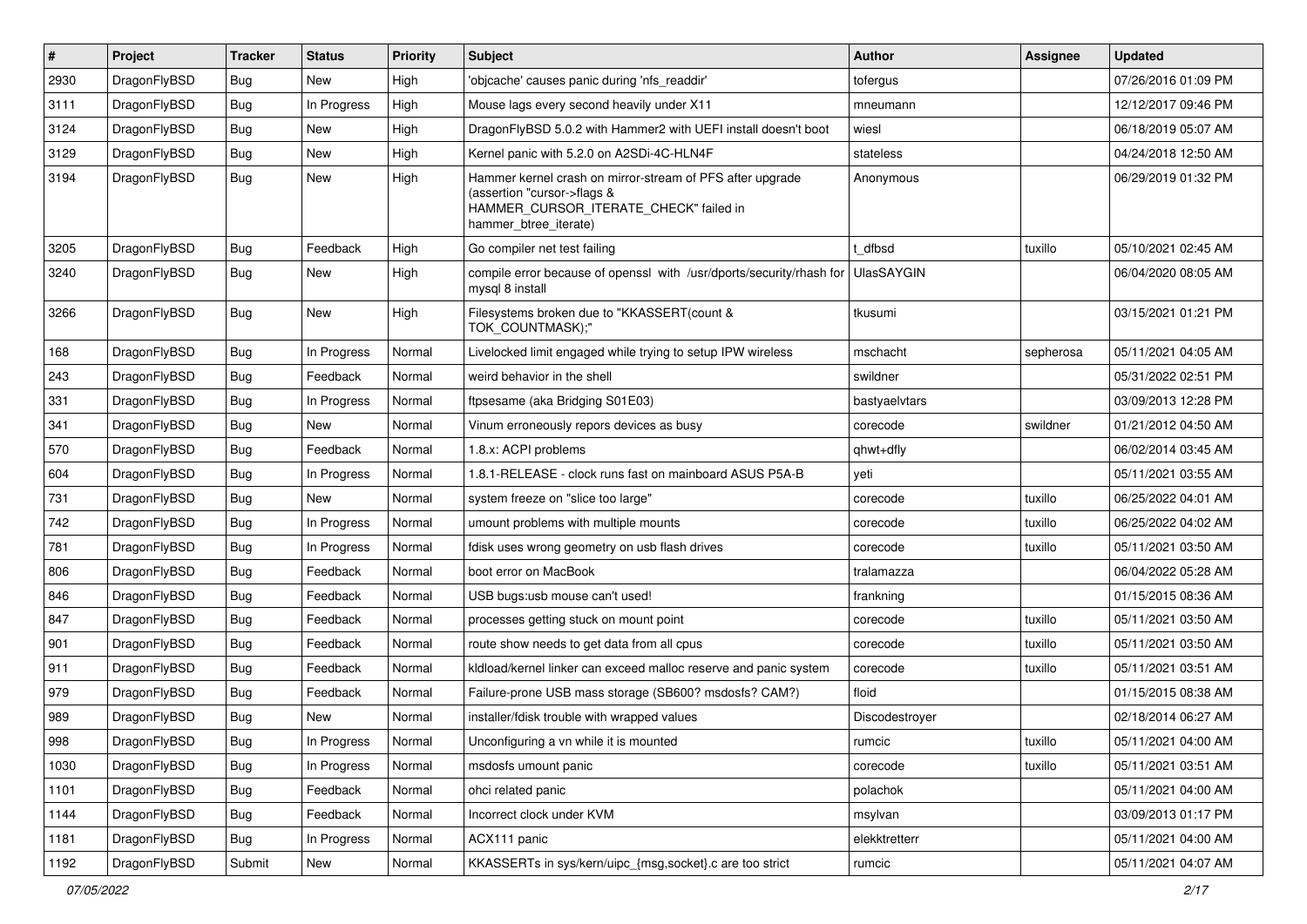| # | Project | Tracker | Status | Priority | Subject | Author | Assignee | Updated |
| --- | --- | --- | --- | --- | --- | --- | --- | --- |
| 2930 | DragonFlyBSD | Bug | New | High | 'objcache' causes panic during 'nfs_readdir' | tofergus | | 07/26/2016 01:09 PM |
| 3111 | DragonFlyBSD | Bug | In Progress | High | Mouse lags every second heavily under X11 | mneumann | | 12/12/2017 09:46 PM |
| 3124 | DragonFlyBSD | Bug | New | High | DragonFlyBSD 5.0.2 with Hammer2 with UEFI install doesn't boot | wiesl | | 06/18/2019 05:07 AM |
| 3129 | DragonFlyBSD | Bug | New | High | Kernel panic with 5.2.0 on A2SDi-4C-HLN4F | stateless | | 04/24/2018 12:50 AM |
| 3194 | DragonFlyBSD | Bug | New | High | Hammer kernel crash on mirror-stream of PFS after upgrade (assertion "cursor->flags & HAMMER_CURSOR_ITERATE_CHECK" failed in hammer_btree_iterate) | Anonymous | | 06/29/2019 01:32 PM |
| 3205 | DragonFlyBSD | Bug | Feedback | High | Go compiler net test failing | t_dfbsd | tuxillo | 05/10/2021 02:45 AM |
| 3240 | DragonFlyBSD | Bug | New | High | compile error because of openssl with /usr/dports/security/rhash for mysql 8 install | UlasSAYGIN | | 06/04/2020 08:05 AM |
| 3266 | DragonFlyBSD | Bug | New | High | Filesystems broken due to "KKASSERT(count & TOK_COUNTMASK);" | tkusumi | | 03/15/2021 01:21 PM |
| 168 | DragonFlyBSD | Bug | In Progress | Normal | Livelocked limit engaged while trying to setup IPW wireless | mschacht | sepherosa | 05/11/2021 04:05 AM |
| 243 | DragonFlyBSD | Bug | Feedback | Normal | weird behavior in the shell | swildner | | 05/31/2022 02:51 PM |
| 331 | DragonFlyBSD | Bug | In Progress | Normal | ftpsesame (aka Bridging S01E03) | bastyaelvtars | | 03/09/2013 12:28 PM |
| 341 | DragonFlyBSD | Bug | New | Normal | Vinum erroneously repors devices as busy | corecode | swildner | 01/21/2012 04:50 AM |
| 570 | DragonFlyBSD | Bug | Feedback | Normal | 1.8.x: ACPI problems | qhwt+dfly | | 06/02/2014 03:45 AM |
| 604 | DragonFlyBSD | Bug | In Progress | Normal | 1.8.1-RELEASE - clock runs fast on mainboard ASUS P5A-B | yeti | | 05/11/2021 03:55 AM |
| 731 | DragonFlyBSD | Bug | New | Normal | system freeze on "slice too large" | corecode | tuxillo | 06/25/2022 04:01 AM |
| 742 | DragonFlyBSD | Bug | In Progress | Normal | umount problems with multiple mounts | corecode | tuxillo | 06/25/2022 04:02 AM |
| 781 | DragonFlyBSD | Bug | In Progress | Normal | fdisk uses wrong geometry on usb flash drives | corecode | tuxillo | 05/11/2021 03:50 AM |
| 806 | DragonFlyBSD | Bug | Feedback | Normal | boot error on MacBook | tralamazza | | 06/04/2022 05:28 AM |
| 846 | DragonFlyBSD | Bug | Feedback | Normal | USB bugs:usb mouse can't used! | frankning | | 01/15/2015 08:36 AM |
| 847 | DragonFlyBSD | Bug | Feedback | Normal | processes getting stuck on mount point | corecode | tuxillo | 05/11/2021 03:50 AM |
| 901 | DragonFlyBSD | Bug | Feedback | Normal | route show needs to get data from all cpus | corecode | tuxillo | 05/11/2021 03:50 AM |
| 911 | DragonFlyBSD | Bug | Feedback | Normal | kldload/kernel linker can exceed malloc reserve and panic system | corecode | tuxillo | 05/11/2021 03:51 AM |
| 979 | DragonFlyBSD | Bug | Feedback | Normal | Failure-prone USB mass storage (SB600? msdosfs? CAM?) | floid | | 01/15/2015 08:38 AM |
| 989 | DragonFlyBSD | Bug | New | Normal | installer/fdisk trouble with wrapped values | Discodestroyer | | 02/18/2014 06:27 AM |
| 998 | DragonFlyBSD | Bug | In Progress | Normal | Unconfiguring a vn while it is mounted | rumcic | tuxillo | 05/11/2021 04:00 AM |
| 1030 | DragonFlyBSD | Bug | In Progress | Normal | msdosfs umount panic | corecode | tuxillo | 05/11/2021 03:51 AM |
| 1101 | DragonFlyBSD | Bug | Feedback | Normal | ohci related panic | polachok | | 05/11/2021 04:00 AM |
| 1144 | DragonFlyBSD | Bug | Feedback | Normal | Incorrect clock under KVM | msylvan | | 03/09/2013 01:17 PM |
| 1181 | DragonFlyBSD | Bug | In Progress | Normal | ACX111 panic | elekktretterr | | 05/11/2021 04:00 AM |
| 1192 | DragonFlyBSD | Submit | New | Normal | KKASSERTs in sys/kern/uipc_{msg,socket}.c are too strict | rumcic | | 05/11/2021 04:07 AM |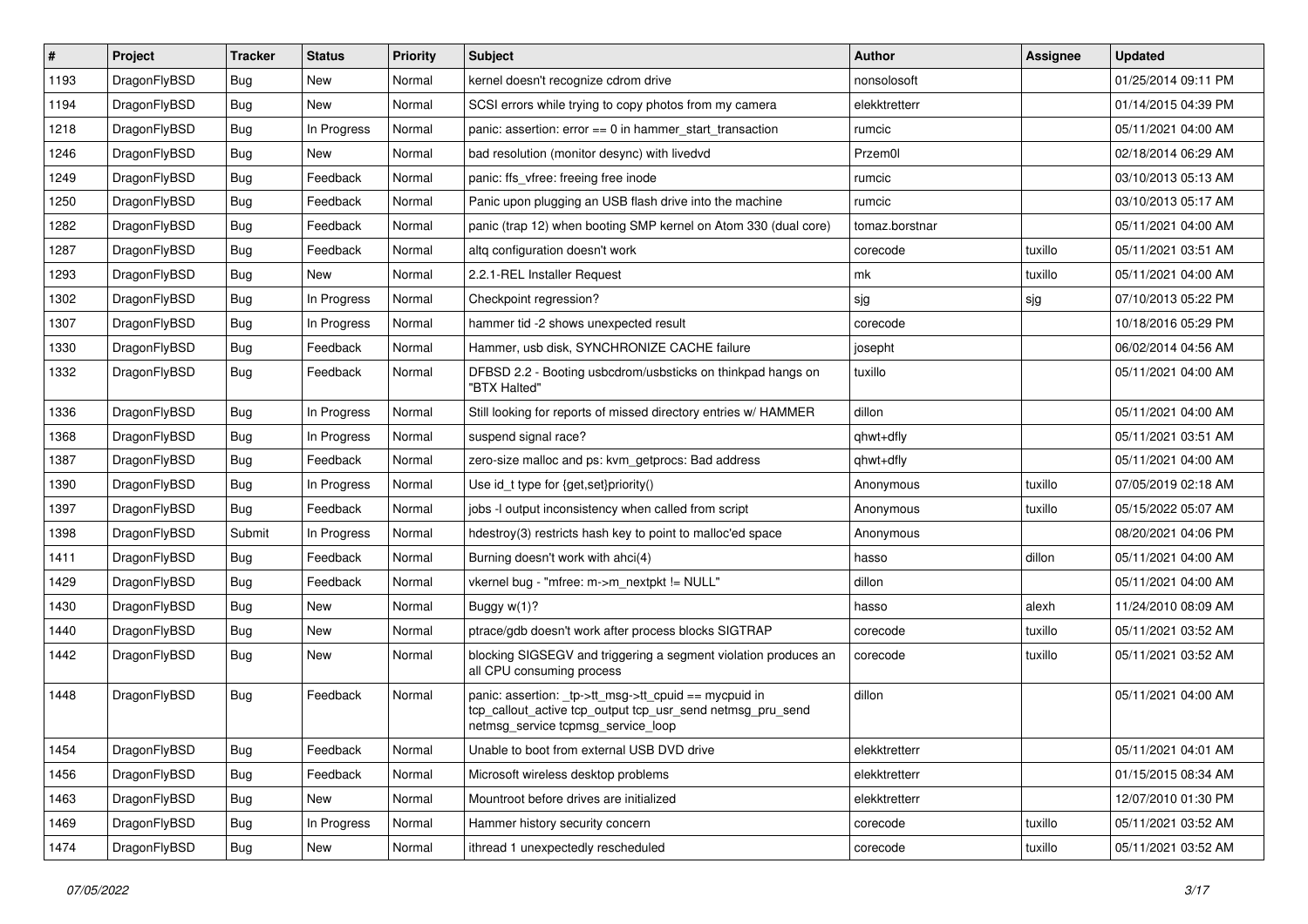| # | Project | Tracker | Status | Priority | Subject | Author | Assignee | Updated |
|---|---|---|---|---|---|---|---|---|
| 1193 | DragonFlyBSD | Bug | New | Normal | kernel doesn't recognize cdrom drive | nonsolosoft | | 01/25/2014 09:11 PM |
| 1194 | DragonFlyBSD | Bug | New | Normal | SCSI errors while trying to copy photos from my camera | elekktretterr | | 01/14/2015 04:39 PM |
| 1218 | DragonFlyBSD | Bug | In Progress | Normal | panic: assertion: error == 0 in hammer_start_transaction | rumcic | | 05/11/2021 04:00 AM |
| 1246 | DragonFlyBSD | Bug | New | Normal | bad resolution (monitor desync) with livedvd | Przem0l | | 02/18/2014 06:29 AM |
| 1249 | DragonFlyBSD | Bug | Feedback | Normal | panic: ffs_vfree: freeing free inode | rumcic | | 03/10/2013 05:13 AM |
| 1250 | DragonFlyBSD | Bug | Feedback | Normal | Panic upon plugging an USB flash drive into the machine | rumcic | | 03/10/2013 05:17 AM |
| 1282 | DragonFlyBSD | Bug | Feedback | Normal | panic (trap 12) when booting SMP kernel on Atom 330 (dual core) | tomaz.borstnar | | 05/11/2021 04:00 AM |
| 1287 | DragonFlyBSD | Bug | Feedback | Normal | altq configuration doesn't work | corecode | tuxillo | 05/11/2021 03:51 AM |
| 1293 | DragonFlyBSD | Bug | New | Normal | 2.2.1-REL Installer Request | mk | tuxillo | 05/11/2021 04:00 AM |
| 1302 | DragonFlyBSD | Bug | In Progress | Normal | Checkpoint regression? | sjg | sjg | 07/10/2013 05:22 PM |
| 1307 | DragonFlyBSD | Bug | In Progress | Normal | hammer tid -2 shows unexpected result | corecode | | 10/18/2016 05:29 PM |
| 1330 | DragonFlyBSD | Bug | Feedback | Normal | Hammer, usb disk, SYNCHRONIZE CACHE failure | josepht | | 06/02/2014 04:56 AM |
| 1332 | DragonFlyBSD | Bug | Feedback | Normal | DFBSD 2.2 - Booting usbcdrom/usbsticks on thinkpad hangs on "BTX Halted" | tuxillo | | 05/11/2021 04:00 AM |
| 1336 | DragonFlyBSD | Bug | In Progress | Normal | Still looking for reports of missed directory entries w/ HAMMER | dillon | | 05/11/2021 04:00 AM |
| 1368 | DragonFlyBSD | Bug | In Progress | Normal | suspend signal race? | qhwt+dfly | | 05/11/2021 03:51 AM |
| 1387 | DragonFlyBSD | Bug | Feedback | Normal | zero-size malloc and ps: kvm_getprocs: Bad address | qhwt+dfly | | 05/11/2021 04:00 AM |
| 1390 | DragonFlyBSD | Bug | In Progress | Normal | Use id_t type for {get,set}priority() | Anonymous | tuxillo | 07/05/2019 02:18 AM |
| 1397 | DragonFlyBSD | Bug | Feedback | Normal | jobs -l output inconsistency when called from script | Anonymous | tuxillo | 05/15/2022 05:07 AM |
| 1398 | DragonFlyBSD | Submit | In Progress | Normal | hdestroy(3) restricts hash key to point to malloc'ed space | Anonymous | | 08/20/2021 04:06 PM |
| 1411 | DragonFlyBSD | Bug | Feedback | Normal | Burning doesn't work with ahci(4) | hasso | dillon | 05/11/2021 04:00 AM |
| 1429 | DragonFlyBSD | Bug | Feedback | Normal | vkernel bug - "mfree: m->m_nextpkt != NULL" | dillon | | 05/11/2021 04:00 AM |
| 1430 | DragonFlyBSD | Bug | New | Normal | Buggy w(1)? | hasso | alexh | 11/24/2010 08:09 AM |
| 1440 | DragonFlyBSD | Bug | New | Normal | ptrace/gdb doesn't work after process blocks SIGTRAP | corecode | tuxillo | 05/11/2021 03:52 AM |
| 1442 | DragonFlyBSD | Bug | New | Normal | blocking SIGSEGV and triggering a segment violation produces an all CPU consuming process | corecode | tuxillo | 05/11/2021 03:52 AM |
| 1448 | DragonFlyBSD | Bug | Feedback | Normal | panic: assertion: _tp->tt_msg->tt_cpuid == mycpuid in tcp_callout_active tcp_output tcp_usr_send netmsg_pru_send netmsg_service tcpmsg_service_loop | dillon | | 05/11/2021 04:00 AM |
| 1454 | DragonFlyBSD | Bug | Feedback | Normal | Unable to boot from external USB DVD drive | elekktretterr | | 05/11/2021 04:01 AM |
| 1456 | DragonFlyBSD | Bug | Feedback | Normal | Microsoft wireless desktop problems | elekktretterr | | 01/15/2015 08:34 AM |
| 1463 | DragonFlyBSD | Bug | New | Normal | Mountroot before drives are initialized | elekktretterr | | 12/07/2010 01:30 PM |
| 1469 | DragonFlyBSD | Bug | In Progress | Normal | Hammer history security concern | corecode | tuxillo | 05/11/2021 03:52 AM |
| 1474 | DragonFlyBSD | Bug | New | Normal | ithread 1 unexpectedly rescheduled | corecode | tuxillo | 05/11/2021 03:52 AM |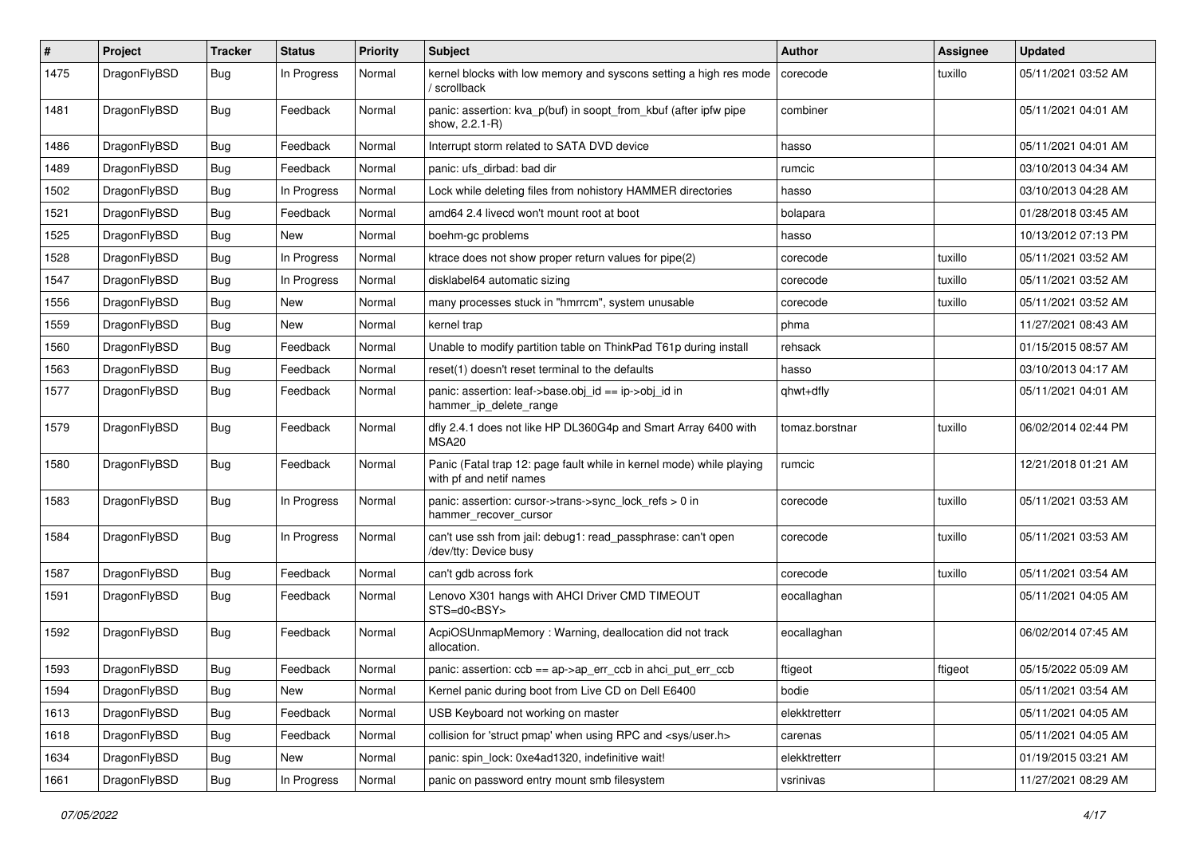| # | Project | Tracker | Status | Priority | Subject | Author | Assignee | Updated |
|---|---|---|---|---|---|---|---|---|
| 1475 | DragonFlyBSD | Bug | In Progress | Normal | kernel blocks with low memory and syscons setting a high res mode / scrollback | corecode | tuxillo | 05/11/2021 03:52 AM |
| 1481 | DragonFlyBSD | Bug | Feedback | Normal | panic: assertion: kva_p(buf) in soopt_from_kbuf (after ipfw pipe show, 2.2.1-R) | combiner | | 05/11/2021 04:01 AM |
| 1486 | DragonFlyBSD | Bug | Feedback | Normal | Interrupt storm related to SATA DVD device | hasso | | 05/11/2021 04:01 AM |
| 1489 | DragonFlyBSD | Bug | Feedback | Normal | panic: ufs_dirbad: bad dir | rumcic | | 03/10/2013 04:34 AM |
| 1502 | DragonFlyBSD | Bug | In Progress | Normal | Lock while deleting files from nohistory HAMMER directories | hasso | | 03/10/2013 04:28 AM |
| 1521 | DragonFlyBSD | Bug | Feedback | Normal | amd64 2.4 livecd won't mount root at boot | bolapara | | 01/28/2018 03:45 AM |
| 1525 | DragonFlyBSD | Bug | New | Normal | boehm-gc problems | hasso | | 10/13/2012 07:13 PM |
| 1528 | DragonFlyBSD | Bug | In Progress | Normal | ktrace does not show proper return values for pipe(2) | corecode | tuxillo | 05/11/2021 03:52 AM |
| 1547 | DragonFlyBSD | Bug | In Progress | Normal | disklabel64 automatic sizing | corecode | tuxillo | 05/11/2021 03:52 AM |
| 1556 | DragonFlyBSD | Bug | New | Normal | many processes stuck in "hmrrcm", system unusable | corecode | tuxillo | 05/11/2021 03:52 AM |
| 1559 | DragonFlyBSD | Bug | New | Normal | kernel trap | phma | | 11/27/2021 08:43 AM |
| 1560 | DragonFlyBSD | Bug | Feedback | Normal | Unable to modify partition table on ThinkPad T61p during install | rehsack | | 01/15/2015 08:57 AM |
| 1563 | DragonFlyBSD | Bug | Feedback | Normal | reset(1) doesn't reset terminal to the defaults | hasso | | 03/10/2013 04:17 AM |
| 1577 | DragonFlyBSD | Bug | Feedback | Normal | panic: assertion: leaf->base.obj_id == ip->obj_id in hammer_ip_delete_range | qhwt+dfly | | 05/11/2021 04:01 AM |
| 1579 | DragonFlyBSD | Bug | Feedback | Normal | dfly 2.4.1 does not like HP DL360G4p and Smart Array 6400 with MSA20 | tomaz.borstnar | tuxillo | 06/02/2014 02:44 PM |
| 1580 | DragonFlyBSD | Bug | Feedback | Normal | Panic (Fatal trap 12: page fault while in kernel mode) while playing with pf and netif names | rumcic | | 12/21/2018 01:21 AM |
| 1583 | DragonFlyBSD | Bug | In Progress | Normal | panic: assertion: cursor->trans->sync_lock_refs > 0 in hammer_recover_cursor | corecode | tuxillo | 05/11/2021 03:53 AM |
| 1584 | DragonFlyBSD | Bug | In Progress | Normal | can't use ssh from jail: debug1: read_passphrase: can't open /dev/tty: Device busy | corecode | tuxillo | 05/11/2021 03:53 AM |
| 1587 | DragonFlyBSD | Bug | Feedback | Normal | can't gdb across fork | corecode | tuxillo | 05/11/2021 03:54 AM |
| 1591 | DragonFlyBSD | Bug | Feedback | Normal | Lenovo X301 hangs with AHCI Driver CMD TIMEOUT STS=d0<BSY> | eocallaghan | | 05/11/2021 04:05 AM |
| 1592 | DragonFlyBSD | Bug | Feedback | Normal | AcpiOSUnmapMemory : Warning, deallocation did not track allocation. | eocallaghan | | 06/02/2014 07:45 AM |
| 1593 | DragonFlyBSD | Bug | Feedback | Normal | panic: assertion: ccb == ap->ap_err_ccb in ahci_put_err_ccb | ftigeot | ftigeot | 05/15/2022 05:09 AM |
| 1594 | DragonFlyBSD | Bug | New | Normal | Kernel panic during boot from Live CD on Dell E6400 | bodie | | 05/11/2021 03:54 AM |
| 1613 | DragonFlyBSD | Bug | Feedback | Normal | USB Keyboard not working on master | elekktretterr | | 05/11/2021 04:05 AM |
| 1618 | DragonFlyBSD | Bug | Feedback | Normal | collision for 'struct pmap' when using RPC and <sys/user.h> | carenas | | 05/11/2021 04:05 AM |
| 1634 | DragonFlyBSD | Bug | New | Normal | panic: spin_lock: 0xe4ad1320, indefinitive wait! | elekktretterr | | 01/19/2015 03:21 AM |
| 1661 | DragonFlyBSD | Bug | In Progress | Normal | panic on password entry mount smb filesystem | vsrinivas | | 11/27/2021 08:29 AM |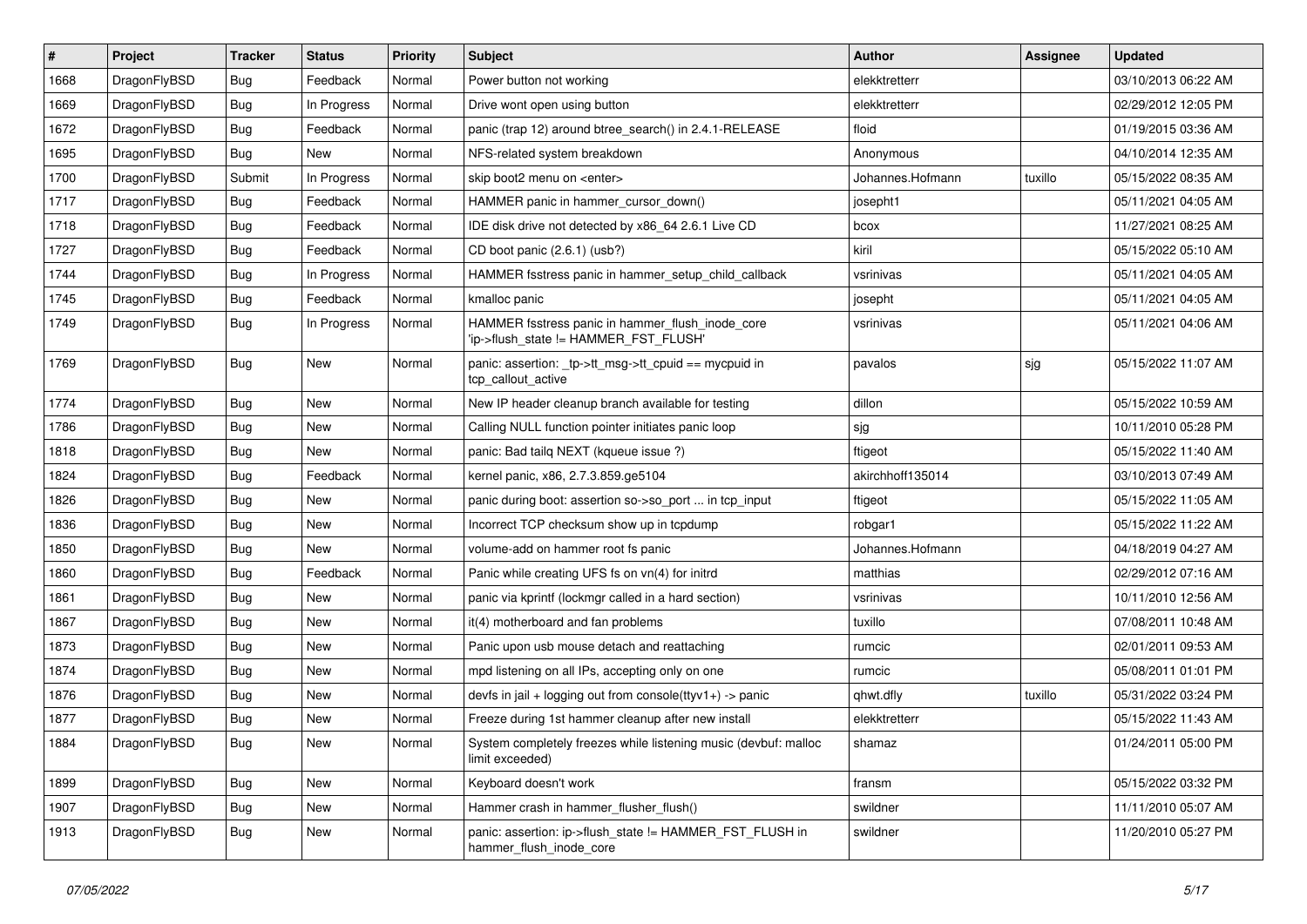| # | Project | Tracker | Status | Priority | Subject | Author | Assignee | Updated |
|---|---|---|---|---|---|---|---|---|
| 1668 | DragonFlyBSD | Bug | Feedback | Normal | Power button not working | elekktretterr | | 03/10/2013 06:22 AM |
| 1669 | DragonFlyBSD | Bug | In Progress | Normal | Drive wont open using button | elekktretterr | | 02/29/2012 12:05 PM |
| 1672 | DragonFlyBSD | Bug | Feedback | Normal | panic (trap 12) around btree_search() in 2.4.1-RELEASE | floid | | 01/19/2015 03:36 AM |
| 1695 | DragonFlyBSD | Bug | New | Normal | NFS-related system breakdown | Anonymous | | 04/10/2014 12:35 AM |
| 1700 | DragonFlyBSD | Submit | In Progress | Normal | skip boot2 menu on <enter> | Johannes.Hofmann | tuxillo | 05/15/2022 08:35 AM |
| 1717 | DragonFlyBSD | Bug | Feedback | Normal | HAMMER panic in hammer_cursor_down() | josepht1 | | 05/11/2021 04:05 AM |
| 1718 | DragonFlyBSD | Bug | Feedback | Normal | IDE disk drive not detected by x86_64 2.6.1 Live CD | bcox | | 11/27/2021 08:25 AM |
| 1727 | DragonFlyBSD | Bug | Feedback | Normal | CD boot panic (2.6.1) (usb?) | kiril | | 05/15/2022 05:10 AM |
| 1744 | DragonFlyBSD | Bug | In Progress | Normal | HAMMER fsstress panic in hammer_setup_child_callback | vsrinivas | | 05/11/2021 04:05 AM |
| 1745 | DragonFlyBSD | Bug | Feedback | Normal | kmalloc panic | josepht | | 05/11/2021 04:05 AM |
| 1749 | DragonFlyBSD | Bug | In Progress | Normal | HAMMER fsstress panic in hammer_flush_inode_core 'ip->flush_state != HAMMER_FST_FLUSH' | vsrinivas | | 05/11/2021 04:06 AM |
| 1769 | DragonFlyBSD | Bug | New | Normal | panic: assertion: _tp->tt_msg->tt_cpuid == mycpuid in tcp_callout_active | pavalos | sjg | 05/15/2022 11:07 AM |
| 1774 | DragonFlyBSD | Bug | New | Normal | New IP header cleanup branch available for testing | dillon | | 05/15/2022 10:59 AM |
| 1786 | DragonFlyBSD | Bug | New | Normal | Calling NULL function pointer initiates panic loop | sjg | | 10/11/2010 05:28 PM |
| 1818 | DragonFlyBSD | Bug | New | Normal | panic: Bad tailq NEXT (kqueue issue ?) | ftigeot | | 05/15/2022 11:40 AM |
| 1824 | DragonFlyBSD | Bug | Feedback | Normal | kernel panic, x86, 2.7.3.859.ge5104 | akirchhoff135014 | | 03/10/2013 07:49 AM |
| 1826 | DragonFlyBSD | Bug | New | Normal | panic during boot: assertion so->so_port ... in tcp_input | ftigeot | | 05/15/2022 11:05 AM |
| 1836 | DragonFlyBSD | Bug | New | Normal | Incorrect TCP checksum show up in tcpdump | robgar1 | | 05/15/2022 11:22 AM |
| 1850 | DragonFlyBSD | Bug | New | Normal | volume-add on hammer root fs panic | Johannes.Hofmann | | 04/18/2019 04:27 AM |
| 1860 | DragonFlyBSD | Bug | Feedback | Normal | Panic while creating UFS fs on vn(4) for initrd | matthias | | 02/29/2012 07:16 AM |
| 1861 | DragonFlyBSD | Bug | New | Normal | panic via kprintf (lockmgr called in a hard section) | vsrinivas | | 10/11/2010 12:56 AM |
| 1867 | DragonFlyBSD | Bug | New | Normal | it(4) motherboard and fan problems | tuxillo | | 07/08/2011 10:48 AM |
| 1873 | DragonFlyBSD | Bug | New | Normal | Panic upon usb mouse detach and reattaching | rumcic | | 02/01/2011 09:53 AM |
| 1874 | DragonFlyBSD | Bug | New | Normal | mpd listening on all IPs, accepting only on one | rumcic | | 05/08/2011 01:01 PM |
| 1876 | DragonFlyBSD | Bug | New | Normal | devfs in jail + logging out from console(ttyv1+) -> panic | qhwt.dfly | tuxillo | 05/31/2022 03:24 PM |
| 1877 | DragonFlyBSD | Bug | New | Normal | Freeze during 1st hammer cleanup after new install | elekktretterr | | 05/15/2022 11:43 AM |
| 1884 | DragonFlyBSD | Bug | New | Normal | System completely freezes while listening music (devbuf: malloc limit exceeded) | shamaz | | 01/24/2011 05:00 PM |
| 1899 | DragonFlyBSD | Bug | New | Normal | Keyboard doesn't work | fransm | | 05/15/2022 03:32 PM |
| 1907 | DragonFlyBSD | Bug | New | Normal | Hammer crash in hammer_flusher_flush() | swildner | | 11/11/2010 05:07 AM |
| 1913 | DragonFlyBSD | Bug | New | Normal | panic: assertion: ip->flush_state != HAMMER_FST_FLUSH in hammer_flush_inode_core | swildner | | 11/20/2010 05:27 PM |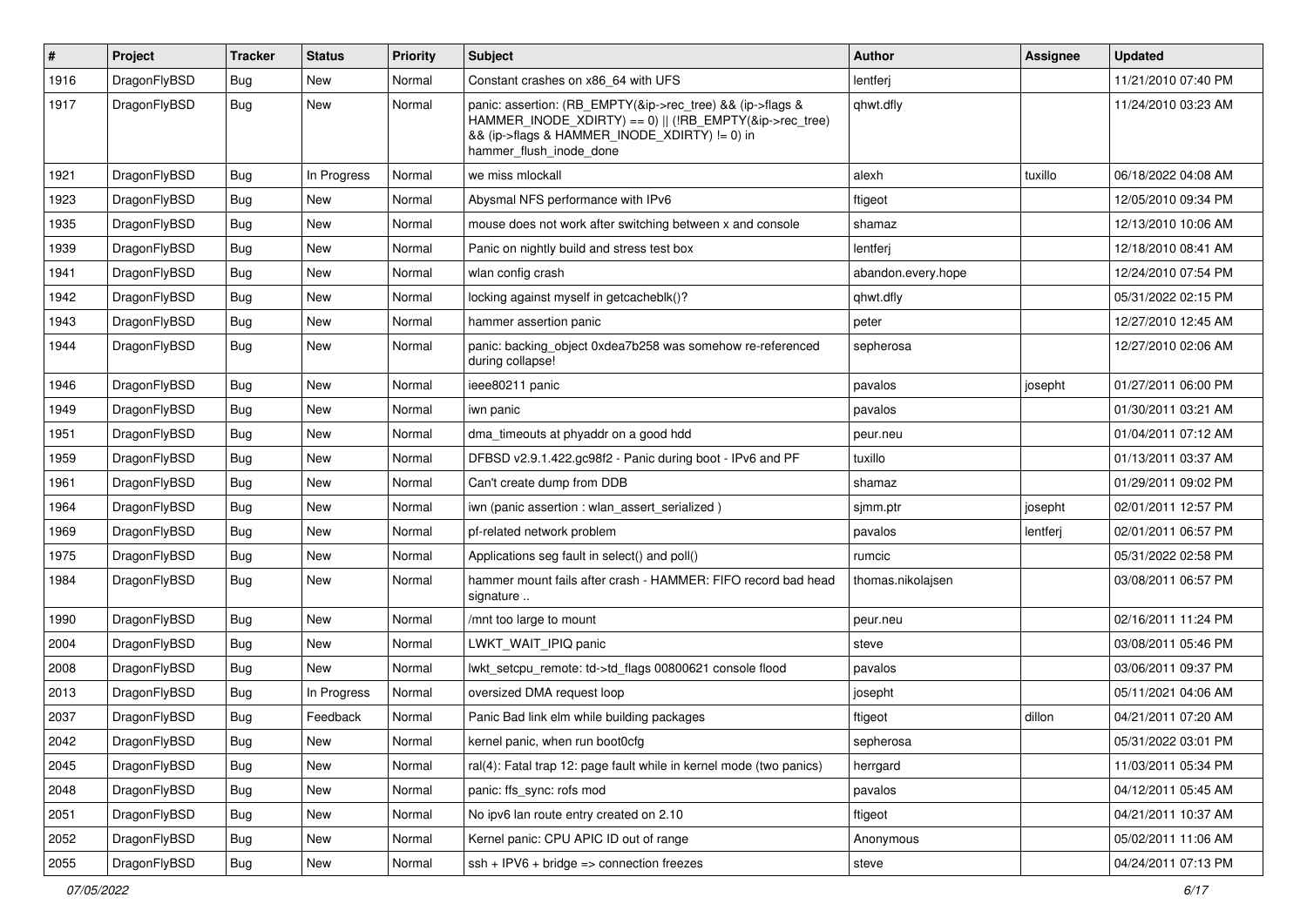| # | Project | Tracker | Status | Priority | Subject | Author | Assignee | Updated |
|---|---|---|---|---|---|---|---|---|
| 1916 | DragonFlyBSD | Bug | New | Normal | Constant crashes on x86_64 with UFS | lentferj | | 11/21/2010 07:40 PM |
| 1917 | DragonFlyBSD | Bug | New | Normal | panic: assertion: (RB_EMPTY(&ip->rec_tree) && (ip->flags & HAMMER_INODE_XDIRTY) == 0) \|\| (!RB_EMPTY(&ip->rec_tree) && (ip->flags & HAMMER_INODE_XDIRTY) != 0) in hammer_flush_inode_done | qhwt.dfly | | 11/24/2010 03:23 AM |
| 1921 | DragonFlyBSD | Bug | In Progress | Normal | we miss mlockall | alexh | tuxillo | 06/18/2022 04:08 AM |
| 1923 | DragonFlyBSD | Bug | New | Normal | Abysmal NFS performance with IPv6 | ftigeot | | 12/05/2010 09:34 PM |
| 1935 | DragonFlyBSD | Bug | New | Normal | mouse does not work after switching between x and console | shamaz | | 12/13/2010 10:06 AM |
| 1939 | DragonFlyBSD | Bug | New | Normal | Panic on nightly build and stress test box | lentferj | | 12/18/2010 08:41 AM |
| 1941 | DragonFlyBSD | Bug | New | Normal | wlan config crash | abandon.every.hope | | 12/24/2010 07:54 PM |
| 1942 | DragonFlyBSD | Bug | New | Normal | locking against myself in getcacheblk()? | qhwt.dfly | | 05/31/2022 02:15 PM |
| 1943 | DragonFlyBSD | Bug | New | Normal | hammer assertion panic | peter | | 12/27/2010 12:45 AM |
| 1944 | DragonFlyBSD | Bug | New | Normal | panic: backing_object 0xdea7b258 was somehow re-referenced during collapse! | sepherosa | | 12/27/2010 02:06 AM |
| 1946 | DragonFlyBSD | Bug | New | Normal | ieee80211 panic | pavalos | josepht | 01/27/2011 06:00 PM |
| 1949 | DragonFlyBSD | Bug | New | Normal | iwn panic | pavalos | | 01/30/2011 03:21 AM |
| 1951 | DragonFlyBSD | Bug | New | Normal | dma_timeouts at phyaddr on a good hdd | peur.neu | | 01/04/2011 07:12 AM |
| 1959 | DragonFlyBSD | Bug | New | Normal | DFBSD v2.9.1.422.gc98f2 - Panic during boot - IPv6 and PF | tuxillo | | 01/13/2011 03:37 AM |
| 1961 | DragonFlyBSD | Bug | New | Normal | Can't create dump from DDB | shamaz | | 01/29/2011 09:02 PM |
| 1964 | DragonFlyBSD | Bug | New | Normal | iwn (panic assertion : wlan_assert_serialized ) | sjmm.ptr | josepht | 02/01/2011 12:57 PM |
| 1969 | DragonFlyBSD | Bug | New | Normal | pf-related network problem | pavalos | lentferj | 02/01/2011 06:57 PM |
| 1975 | DragonFlyBSD | Bug | New | Normal | Applications seg fault in select() and poll() | rumcic | | 05/31/2022 02:58 PM |
| 1984 | DragonFlyBSD | Bug | New | Normal | hammer mount fails after crash - HAMMER: FIFO record bad head signature .. | thomas.nikolajsen | | 03/08/2011 06:57 PM |
| 1990 | DragonFlyBSD | Bug | New | Normal | /mnt too large to mount | peur.neu | | 02/16/2011 11:24 PM |
| 2004 | DragonFlyBSD | Bug | New | Normal | LWKT_WAIT_IPIQ panic | steve | | 03/08/2011 05:46 PM |
| 2008 | DragonFlyBSD | Bug | New | Normal | lwkt_setcpu_remote: td->td_flags 00800621 console flood | pavalos | | 03/06/2011 09:37 PM |
| 2013 | DragonFlyBSD | Bug | In Progress | Normal | oversized DMA request loop | josepht | | 05/11/2021 04:06 AM |
| 2037 | DragonFlyBSD | Bug | Feedback | Normal | Panic Bad link elm while building packages | ftigeot | dillon | 04/21/2011 07:20 AM |
| 2042 | DragonFlyBSD | Bug | New | Normal | kernel panic, when run boot0cfg | sepherosa | | 05/31/2022 03:01 PM |
| 2045 | DragonFlyBSD | Bug | New | Normal | ral(4): Fatal trap 12: page fault while in kernel mode (two panics) | herrgard | | 11/03/2011 05:34 PM |
| 2048 | DragonFlyBSD | Bug | New | Normal | panic: ffs_sync: rofs mod | pavalos | | 04/12/2011 05:45 AM |
| 2051 | DragonFlyBSD | Bug | New | Normal | No ipv6 lan route entry created on 2.10 | ftigeot | | 04/21/2011 10:37 AM |
| 2052 | DragonFlyBSD | Bug | New | Normal | Kernel panic: CPU APIC ID out of range | Anonymous | | 05/02/2011 11:06 AM |
| 2055 | DragonFlyBSD | Bug | New | Normal | ssh + IPV6 + bridge => connection freezes | steve | | 04/24/2011 07:13 PM |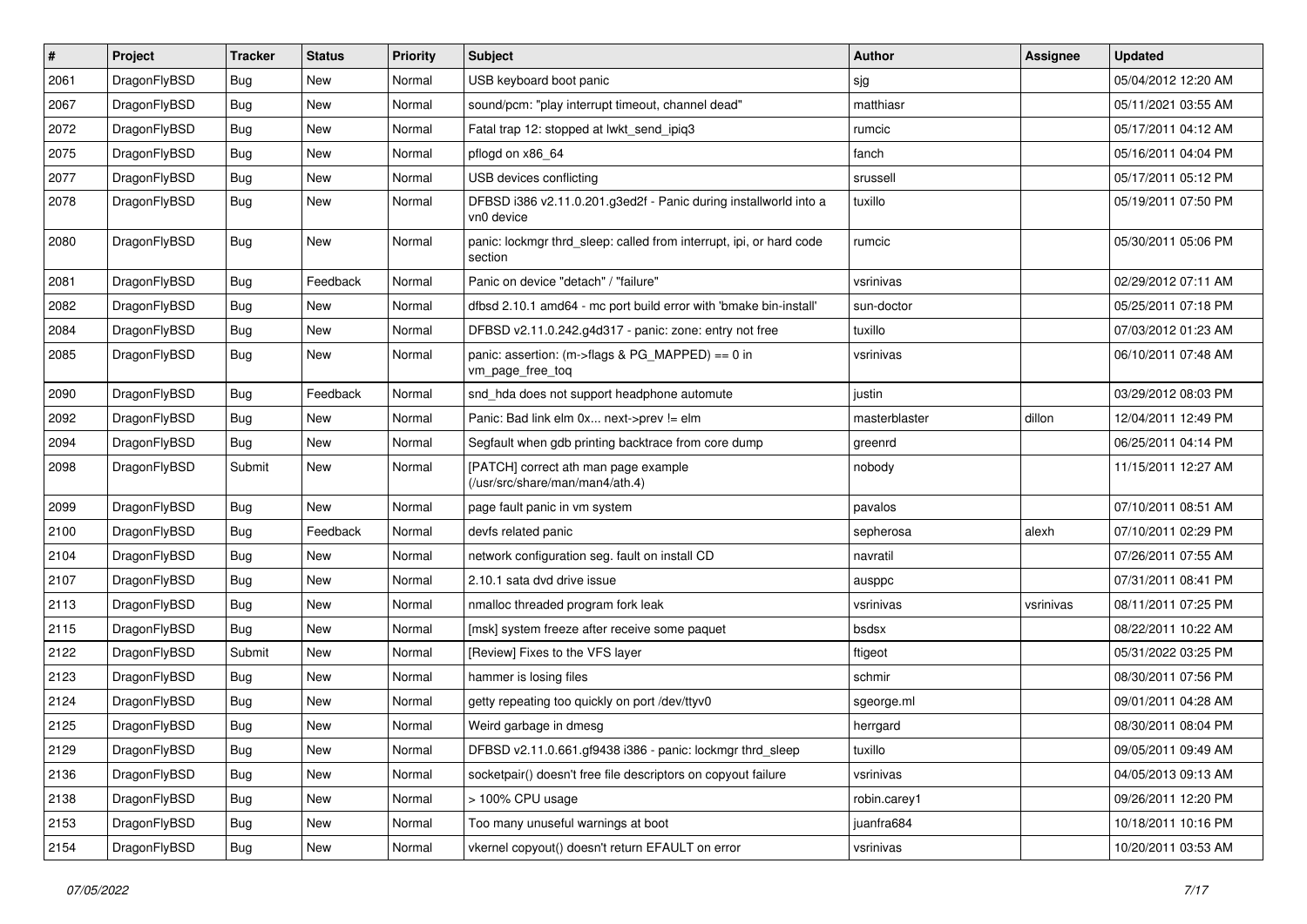| # | Project | Tracker | Status | Priority | Subject | Author | Assignee | Updated |
|---|---|---|---|---|---|---|---|---|
| 2061 | DragonFlyBSD | Bug | New | Normal | USB keyboard boot panic | sjg | | 05/04/2012 12:20 AM |
| 2067 | DragonFlyBSD | Bug | New | Normal | sound/pcm: "play interrupt timeout, channel dead" | matthiasr | | 05/11/2021 03:55 AM |
| 2072 | DragonFlyBSD | Bug | New | Normal | Fatal trap 12: stopped at lwkt_send_ipiq3 | rumcic | | 05/17/2011 04:12 AM |
| 2075 | DragonFlyBSD | Bug | New | Normal | pflogd on x86_64 | fanch | | 05/16/2011 04:04 PM |
| 2077 | DragonFlyBSD | Bug | New | Normal | USB devices conflicting | srussell | | 05/17/2011 05:12 PM |
| 2078 | DragonFlyBSD | Bug | New | Normal | DFBSD i386 v2.11.0.201.g3ed2f - Panic during installworld into a vn0 device | tuxillo | | 05/19/2011 07:50 PM |
| 2080 | DragonFlyBSD | Bug | New | Normal | panic: lockmgr thrd_sleep: called from interrupt, ipi, or hard code section | rumcic | | 05/30/2011 05:06 PM |
| 2081 | DragonFlyBSD | Bug | Feedback | Normal | Panic on device "detach" / "failure" | vsrinivas | | 02/29/2012 07:11 AM |
| 2082 | DragonFlyBSD | Bug | New | Normal | dfbsd 2.10.1 amd64 - mc port build error with 'bmake bin-install' | sun-doctor | | 05/25/2011 07:18 PM |
| 2084 | DragonFlyBSD | Bug | New | Normal | DFBSD v2.11.0.242.g4d317 - panic: zone: entry not free | tuxillo | | 07/03/2012 01:23 AM |
| 2085 | DragonFlyBSD | Bug | New | Normal | panic: assertion: (m->flags & PG_MAPPED) == 0 in vm_page_free_toq | vsrinivas | | 06/10/2011 07:48 AM |
| 2090 | DragonFlyBSD | Bug | Feedback | Normal | snd_hda does not support headphone automute | justin | | 03/29/2012 08:03 PM |
| 2092 | DragonFlyBSD | Bug | New | Normal | Panic: Bad link elm 0x... next->prev != elm | masterblaster | dillon | 12/04/2011 12:49 PM |
| 2094 | DragonFlyBSD | Bug | New | Normal | Segfault when gdb printing backtrace from core dump | greenrd | | 06/25/2011 04:14 PM |
| 2098 | DragonFlyBSD | Submit | New | Normal | [PATCH] correct ath man page example (/usr/src/share/man/man4/ath.4) | nobody | | 11/15/2011 12:27 AM |
| 2099 | DragonFlyBSD | Bug | New | Normal | page fault panic in vm system | pavalos | | 07/10/2011 08:51 AM |
| 2100 | DragonFlyBSD | Bug | Feedback | Normal | devfs related panic | sepherosa | alexh | 07/10/2011 02:29 PM |
| 2104 | DragonFlyBSD | Bug | New | Normal | network configuration seg. fault on install CD | navratil | | 07/26/2011 07:55 AM |
| 2107 | DragonFlyBSD | Bug | New | Normal | 2.10.1 sata dvd drive issue | ausppc | | 07/31/2011 08:41 PM |
| 2113 | DragonFlyBSD | Bug | New | Normal | nmalloc threaded program fork leak | vsrinivas | vsrinivas | 08/11/2011 07:25 PM |
| 2115 | DragonFlyBSD | Bug | New | Normal | [msk] system freeze after receive some paquet | bsdsx | | 08/22/2011 10:22 AM |
| 2122 | DragonFlyBSD | Submit | New | Normal | [Review] Fixes to the VFS layer | ftigeot | | 05/31/2022 03:25 PM |
| 2123 | DragonFlyBSD | Bug | New | Normal | hammer is losing files | schmir | | 08/30/2011 07:56 PM |
| 2124 | DragonFlyBSD | Bug | New | Normal | getty repeating too quickly on port /dev/ttyv0 | sgeorge.ml | | 09/01/2011 04:28 AM |
| 2125 | DragonFlyBSD | Bug | New | Normal | Weird garbage in dmesg | herrgard | | 08/30/2011 08:04 PM |
| 2129 | DragonFlyBSD | Bug | New | Normal | DFBSD v2.11.0.661.gf9438 i386 - panic: lockmgr thrd_sleep | tuxillo | | 09/05/2011 09:49 AM |
| 2136 | DragonFlyBSD | Bug | New | Normal | socketpair() doesn't free file descriptors on copyout failure | vsrinivas | | 04/05/2013 09:13 AM |
| 2138 | DragonFlyBSD | Bug | New | Normal | > 100% CPU usage | robin.carey1 | | 09/26/2011 12:20 PM |
| 2153 | DragonFlyBSD | Bug | New | Normal | Too many unuseful warnings at boot | juanfra684 | | 10/18/2011 10:16 PM |
| 2154 | DragonFlyBSD | Bug | New | Normal | vkernel copyout() doesn't return EFAULT on error | vsrinivas | | 10/20/2011 03:53 AM |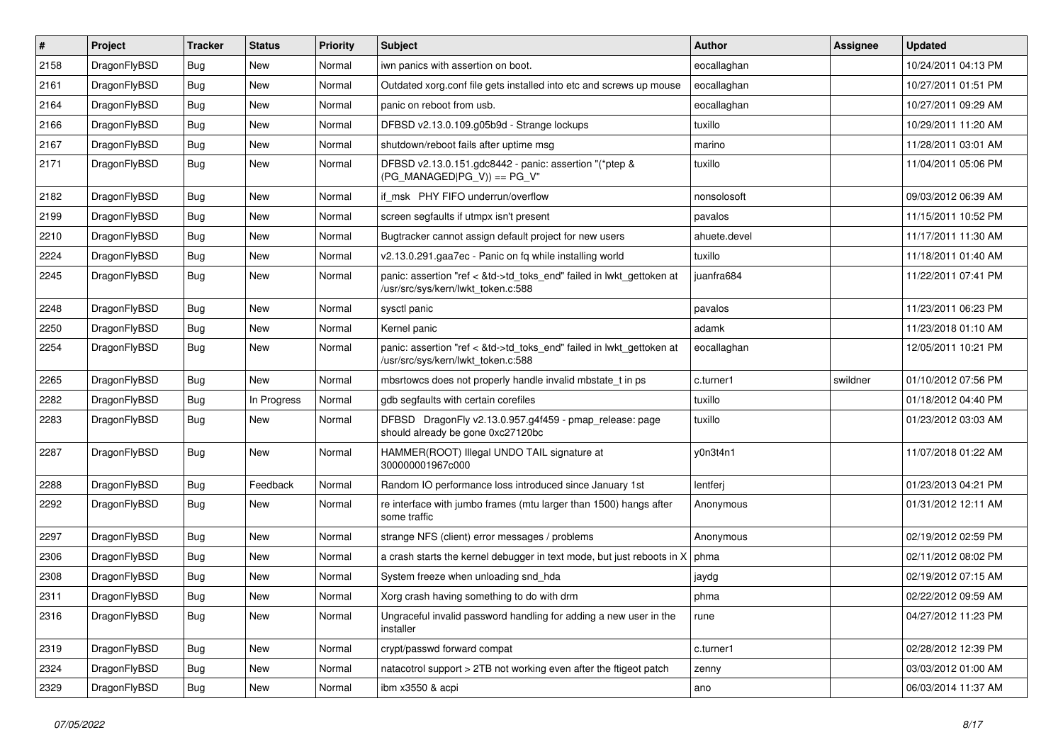| # | Project | Tracker | Status | Priority | Subject | Author | Assignee | Updated |
|---|---|---|---|---|---|---|---|---|
| 2158 | DragonFlyBSD | Bug | New | Normal | iwn panics with assertion on boot. | eocallaghan | | 10/24/2011 04:13 PM |
| 2161 | DragonFlyBSD | Bug | New | Normal | Outdated xorg.conf file gets installed into etc and screws up mouse | eocallaghan | | 10/27/2011 01:51 PM |
| 2164 | DragonFlyBSD | Bug | New | Normal | panic on reboot from usb. | eocallaghan | | 10/27/2011 09:29 AM |
| 2166 | DragonFlyBSD | Bug | New | Normal | DFBSD v2.13.0.109.g05b9d - Strange lockups | tuxillo | | 10/29/2011 11:20 AM |
| 2167 | DragonFlyBSD | Bug | New | Normal | shutdown/reboot fails after uptime msg | marino | | 11/28/2011 03:01 AM |
| 2171 | DragonFlyBSD | Bug | New | Normal | DFBSD v2.13.0.151.gdc8442 - panic: assertion "(*ptep & (PG_MANAGED\|PG_V)) == PG_V" | tuxillo | | 11/04/2011 05:06 PM |
| 2182 | DragonFlyBSD | Bug | New | Normal | if_msk PHY FIFO underrun/overflow | nonsolosoft | | 09/03/2012 06:39 AM |
| 2199 | DragonFlyBSD | Bug | New | Normal | screen segfaults if utmpx isn't present | pavalos | | 11/15/2011 10:52 PM |
| 2210 | DragonFlyBSD | Bug | New | Normal | Bugtracker cannot assign default project for new users | ahuete.devel | | 11/17/2011 11:30 AM |
| 2224 | DragonFlyBSD | Bug | New | Normal | v2.13.0.291.gaa7ec - Panic on fq while installing world | tuxillo | | 11/18/2011 01:40 AM |
| 2245 | DragonFlyBSD | Bug | New | Normal | panic: assertion "ref < &td->td_toks_end" failed in lwkt_gettoken at /usr/src/sys/kern/lwkt_token.c:588 | juanfra684 | | 11/22/2011 07:41 PM |
| 2248 | DragonFlyBSD | Bug | New | Normal | sysctl panic | pavalos | | 11/23/2011 06:23 PM |
| 2250 | DragonFlyBSD | Bug | New | Normal | Kernel panic | adamk | | 11/23/2018 01:10 AM |
| 2254 | DragonFlyBSD | Bug | New | Normal | panic: assertion "ref < &td->td_toks_end" failed in lwkt_gettoken at /usr/src/sys/kern/lwkt_token.c:588 | eocallaghan | | 12/05/2011 10:21 PM |
| 2265 | DragonFlyBSD | Bug | New | Normal | mbsrtowcs does not properly handle invalid mbstate_t in ps | c.turner1 | swildner | 01/10/2012 07:56 PM |
| 2282 | DragonFlyBSD | Bug | In Progress | Normal | gdb segfaults with certain corefiles | tuxillo | | 01/18/2012 04:40 PM |
| 2283 | DragonFlyBSD | Bug | New | Normal | DFBSD DragonFly v2.13.0.957.g4f459 - pmap_release: page should already be gone 0xc27120bc | tuxillo | | 01/23/2012 03:03 AM |
| 2287 | DragonFlyBSD | Bug | New | Normal | HAMMER(ROOT) Illegal UNDO TAIL signature at 300000001967c000 | y0n3t4n1 | | 11/07/2018 01:22 AM |
| 2288 | DragonFlyBSD | Bug | Feedback | Normal | Random IO performance loss introduced since January 1st | lentferj | | 01/23/2013 04:21 PM |
| 2292 | DragonFlyBSD | Bug | New | Normal | re interface with jumbo frames (mtu larger than 1500) hangs after some traffic | Anonymous | | 01/31/2012 12:11 AM |
| 2297 | DragonFlyBSD | Bug | New | Normal | strange NFS (client) error messages / problems | Anonymous | | 02/19/2012 02:59 PM |
| 2306 | DragonFlyBSD | Bug | New | Normal | a crash starts the kernel debugger in text mode, but just reboots in X | phma | | 02/11/2012 08:02 PM |
| 2308 | DragonFlyBSD | Bug | New | Normal | System freeze when unloading snd_hda | jaydg | | 02/19/2012 07:15 AM |
| 2311 | DragonFlyBSD | Bug | New | Normal | Xorg crash having something to do with drm | phma | | 02/22/2012 09:59 AM |
| 2316 | DragonFlyBSD | Bug | New | Normal | Ungraceful invalid password handling for adding a new user in the installer | rune | | 04/27/2012 11:23 PM |
| 2319 | DragonFlyBSD | Bug | New | Normal | crypt/passwd forward compat | c.turner1 | | 02/28/2012 12:39 PM |
| 2324 | DragonFlyBSD | Bug | New | Normal | natacotrol support > 2TB not working even after the ftigeot patch | zenny | | 03/03/2012 01:00 AM |
| 2329 | DragonFlyBSD | Bug | New | Normal | ibm x3550 & acpi | ano | | 06/03/2014 11:37 AM |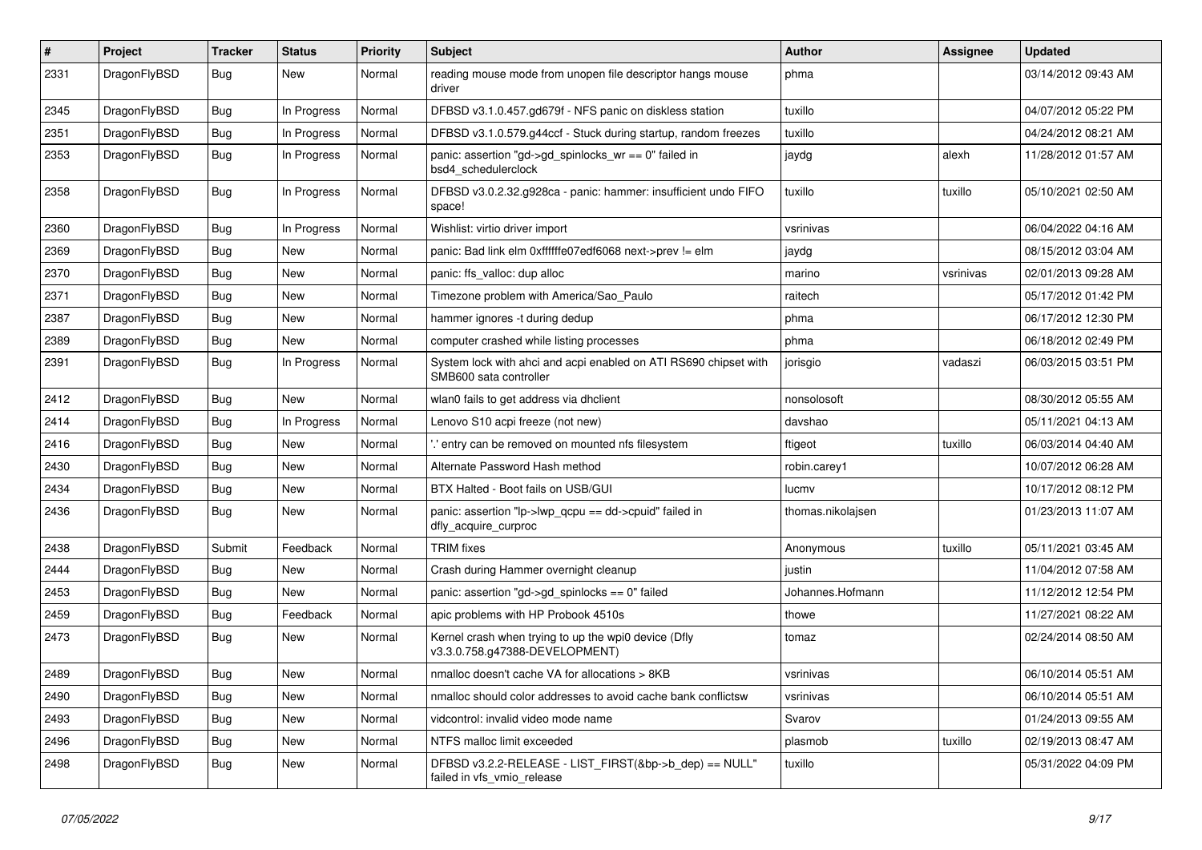| # | Project | Tracker | Status | Priority | Subject | Author | Assignee | Updated |
|---|---|---|---|---|---|---|---|---|
| 2331 | DragonFlyBSD | Bug | New | Normal | reading mouse mode from unopen file descriptor hangs mouse driver | phma | | 03/14/2012 09:43 AM |
| 2345 | DragonFlyBSD | Bug | In Progress | Normal | DFBSD v3.1.0.457.gd679f - NFS panic on diskless station | tuxillo | | 04/07/2012 05:22 PM |
| 2351 | DragonFlyBSD | Bug | In Progress | Normal | DFBSD v3.1.0.579.g44ccf - Stuck during startup, random freezes | tuxillo | | 04/24/2012 08:21 AM |
| 2353 | DragonFlyBSD | Bug | In Progress | Normal | panic: assertion "gd->gd_spinlocks_wr == 0" failed in bsd4_schedulerclock | jaydg | alexh | 11/28/2012 01:57 AM |
| 2358 | DragonFlyBSD | Bug | In Progress | Normal | DFBSD v3.0.2.32.g928ca - panic: hammer: insufficient undo FIFO space! | tuxillo | tuxillo | 05/10/2021 02:50 AM |
| 2360 | DragonFlyBSD | Bug | In Progress | Normal | Wishlist: virtio driver import | vsrinivas | | 06/04/2022 04:16 AM |
| 2369 | DragonFlyBSD | Bug | New | Normal | panic: Bad link elm 0xffffffe07edf6068 next->prev != elm | jaydg | | 08/15/2012 03:04 AM |
| 2370 | DragonFlyBSD | Bug | New | Normal | panic: ffs_valloc: dup alloc | marino | vsrinivas | 02/01/2013 09:28 AM |
| 2371 | DragonFlyBSD | Bug | New | Normal | Timezone problem with America/Sao_Paulo | raitech | | 05/17/2012 01:42 PM |
| 2387 | DragonFlyBSD | Bug | New | Normal | hammer ignores -t during dedup | phma | | 06/17/2012 12:30 PM |
| 2389 | DragonFlyBSD | Bug | New | Normal | computer crashed while listing processes | phma | | 06/18/2012 02:49 PM |
| 2391 | DragonFlyBSD | Bug | In Progress | Normal | System lock with ahci and acpi enabled on ATI RS690 chipset with SMB600 sata controller | jorisgio | vadaszi | 06/03/2015 03:51 PM |
| 2412 | DragonFlyBSD | Bug | New | Normal | wlan0 fails to get address via dhclient | nonsolosoft | | 08/30/2012 05:55 AM |
| 2414 | DragonFlyBSD | Bug | In Progress | Normal | Lenovo S10 acpi freeze (not new) | davshao | | 05/11/2021 04:13 AM |
| 2416 | DragonFlyBSD | Bug | New | Normal | '.' entry can be removed on mounted nfs filesystem | ftigeot | tuxillo | 06/03/2014 04:40 AM |
| 2430 | DragonFlyBSD | Bug | New | Normal | Alternate Password Hash method | robin.carey1 | | 10/07/2012 06:28 AM |
| 2434 | DragonFlyBSD | Bug | New | Normal | BTX Halted - Boot fails on USB/GUI | lucmv | | 10/17/2012 08:12 PM |
| 2436 | DragonFlyBSD | Bug | New | Normal | panic: assertion "lp->lwp_qcpu == dd->cpuid" failed in dfly_acquire_curproc | thomas.nikolajsen | | 01/23/2013 11:07 AM |
| 2438 | DragonFlyBSD | Submit | Feedback | Normal | TRIM fixes | Anonymous | tuxillo | 05/11/2021 03:45 AM |
| 2444 | DragonFlyBSD | Bug | New | Normal | Crash during Hammer overnight cleanup | justin | | 11/04/2012 07:58 AM |
| 2453 | DragonFlyBSD | Bug | New | Normal | panic: assertion "gd->gd_spinlocks == 0" failed | Johannes.Hofmann | | 11/12/2012 12:54 PM |
| 2459 | DragonFlyBSD | Bug | Feedback | Normal | apic problems with HP Probook 4510s | thowe | | 11/27/2021 08:22 AM |
| 2473 | DragonFlyBSD | Bug | New | Normal | Kernel crash when trying to up the wpi0 device (Dfly v3.3.0.758.g47388-DEVELOPMENT) | tomaz | | 02/24/2014 08:50 AM |
| 2489 | DragonFlyBSD | Bug | New | Normal | nmalloc doesn't cache VA for allocations > 8KB | vsrinivas | | 06/10/2014 05:51 AM |
| 2490 | DragonFlyBSD | Bug | New | Normal | nmalloc should color addresses to avoid cache bank conflictsw | vsrinivas | | 06/10/2014 05:51 AM |
| 2493 | DragonFlyBSD | Bug | New | Normal | vidcontrol: invalid video mode name | Svarov | | 01/24/2013 09:55 AM |
| 2496 | DragonFlyBSD | Bug | New | Normal | NTFS malloc limit exceeded | plasmob | tuxillo | 02/19/2013 08:47 AM |
| 2498 | DragonFlyBSD | Bug | New | Normal | DFBSD v3.2.2-RELEASE - LIST_FIRST(&bp->b_dep) == NULL" failed in vfs_vmio_release | tuxillo | | 05/31/2022 04:09 PM |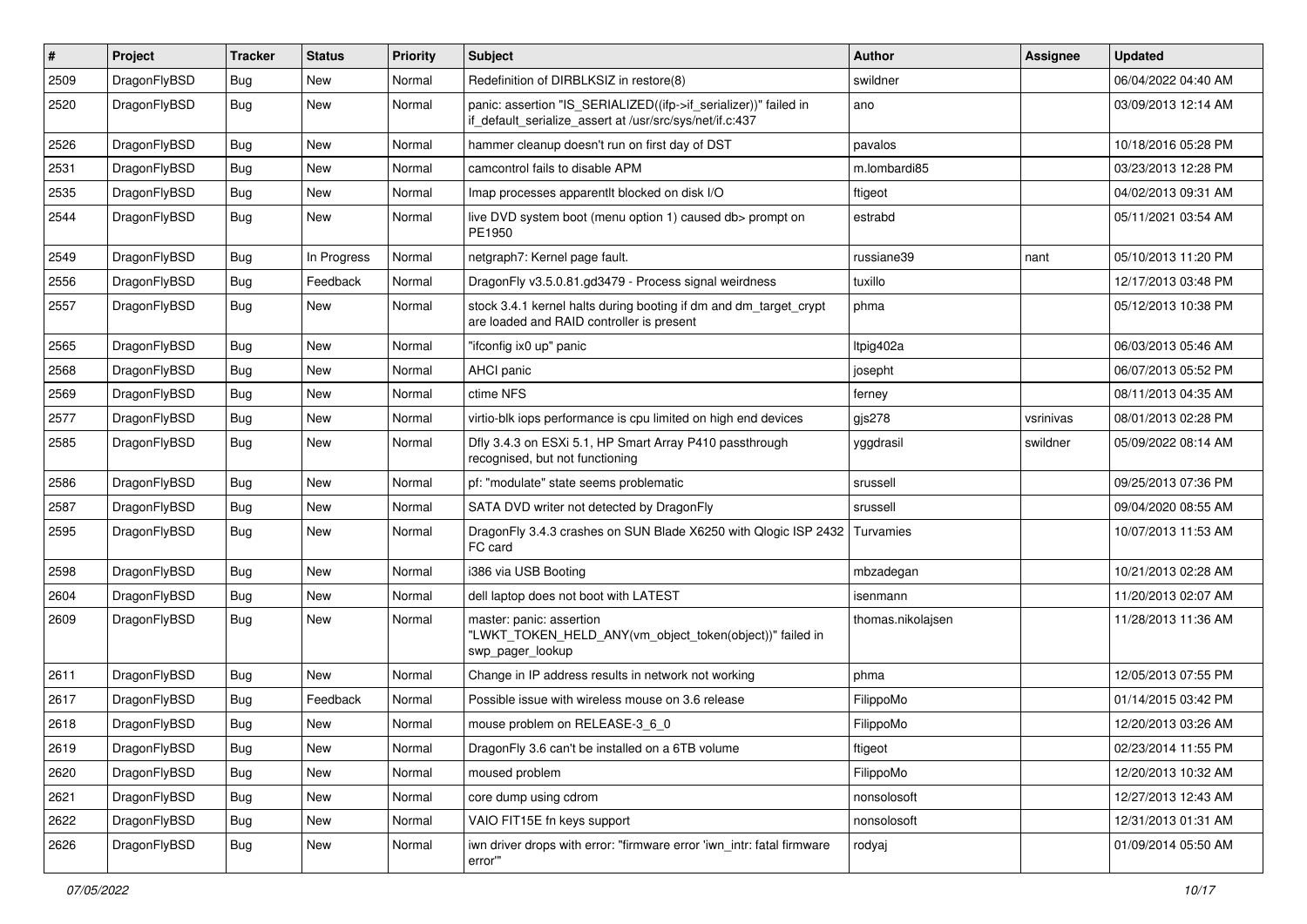| # | Project | Tracker | Status | Priority | Subject | Author | Assignee | Updated |
|---|---|---|---|---|---|---|---|---|
| 2509 | DragonFlyBSD | Bug | New | Normal | Redefinition of DIRBLKSIZ in restore(8) | swildner | | 06/04/2022 04:40 AM |
| 2520 | DragonFlyBSD | Bug | New | Normal | panic: assertion "IS_SERIALIZED((ifp->if_serializer))" failed in if_default_serialize_assert at /usr/src/sys/net/if.c:437 | ano | | 03/09/2013 12:14 AM |
| 2526 | DragonFlyBSD | Bug | New | Normal | hammer cleanup doesn't run on first day of DST | pavalos | | 10/18/2016 05:28 PM |
| 2531 | DragonFlyBSD | Bug | New | Normal | camcontrol fails to disable APM | m.lombardi85 | | 03/23/2013 12:28 PM |
| 2535 | DragonFlyBSD | Bug | New | Normal | Imap processes apparentlt blocked on disk I/O | ftigeot | | 04/02/2013 09:31 AM |
| 2544 | DragonFlyBSD | Bug | New | Normal | live DVD system boot (menu option 1) caused db> prompt on PE1950 | estrabd | | 05/11/2021 03:54 AM |
| 2549 | DragonFlyBSD | Bug | In Progress | Normal | netgraph7: Kernel page fault. | russiane39 | nant | 05/10/2013 11:20 PM |
| 2556 | DragonFlyBSD | Bug | Feedback | Normal | DragonFly v3.5.0.81.gd3479 - Process signal weirdness | tuxillo | | 12/17/2013 03:48 PM |
| 2557 | DragonFlyBSD | Bug | New | Normal | stock 3.4.1 kernel halts during booting if dm and dm_target_crypt are loaded and RAID controller is present | phma | | 05/12/2013 10:38 PM |
| 2565 | DragonFlyBSD | Bug | New | Normal | "ifconfig ix0 up" panic | Itpig402a | | 06/03/2013 05:46 AM |
| 2568 | DragonFlyBSD | Bug | New | Normal | AHCI panic | josepht | | 06/07/2013 05:52 PM |
| 2569 | DragonFlyBSD | Bug | New | Normal | ctime NFS | ferney | | 08/11/2013 04:35 AM |
| 2577 | DragonFlyBSD | Bug | New | Normal | virtio-blk iops performance is cpu limited on high end devices | gjs278 | vsrinivas | 08/01/2013 02:28 PM |
| 2585 | DragonFlyBSD | Bug | New | Normal | Dfly 3.4.3 on ESXi 5.1, HP Smart Array P410 passthrough recognised, but not functioning | yggdrasil | swildner | 05/09/2022 08:14 AM |
| 2586 | DragonFlyBSD | Bug | New | Normal | pf: "modulate" state seems problematic | srussell | | 09/25/2013 07:36 PM |
| 2587 | DragonFlyBSD | Bug | New | Normal | SATA DVD writer not detected by DragonFly | srussell | | 09/04/2020 08:55 AM |
| 2595 | DragonFlyBSD | Bug | New | Normal | DragonFly 3.4.3 crashes on SUN Blade X6250 with Qlogic ISP 2432 FC card | Turvamies | | 10/07/2013 11:53 AM |
| 2598 | DragonFlyBSD | Bug | New | Normal | i386 via USB Booting | mbzadegan | | 10/21/2013 02:28 AM |
| 2604 | DragonFlyBSD | Bug | New | Normal | dell laptop does not boot with LATEST | isenmann | | 11/20/2013 02:07 AM |
| 2609 | DragonFlyBSD | Bug | New | Normal | master: panic: assertion "LWKT_TOKEN_HELD_ANY(vm_object_token(object))" failed in swp_pager_lookup | thomas.nikolajsen | | 11/28/2013 11:36 AM |
| 2611 | DragonFlyBSD | Bug | New | Normal | Change in IP address results in network not working | phma | | 12/05/2013 07:55 PM |
| 2617 | DragonFlyBSD | Bug | Feedback | Normal | Possible issue with wireless mouse on 3.6 release | FilippoMo | | 01/14/2015 03:42 PM |
| 2618 | DragonFlyBSD | Bug | New | Normal | mouse problem on RELEASE-3_6_0 | FilippoMo | | 12/20/2013 03:26 AM |
| 2619 | DragonFlyBSD | Bug | New | Normal | DragonFly 3.6 can't be installed on a 6TB volume | ftigeot | | 02/23/2014 11:55 PM |
| 2620 | DragonFlyBSD | Bug | New | Normal | moused problem | FilippoMo | | 12/20/2013 10:32 AM |
| 2621 | DragonFlyBSD | Bug | New | Normal | core dump using cdrom | nonsolosoft | | 12/27/2013 12:43 AM |
| 2622 | DragonFlyBSD | Bug | New | Normal | VAIO FIT15E fn keys support | nonsolosoft | | 12/31/2013 01:31 AM |
| 2626 | DragonFlyBSD | Bug | New | Normal | iwn driver drops with error: "firmware error 'iwn_intr: fatal firmware error'" | rodyaj | | 01/09/2014 05:50 AM |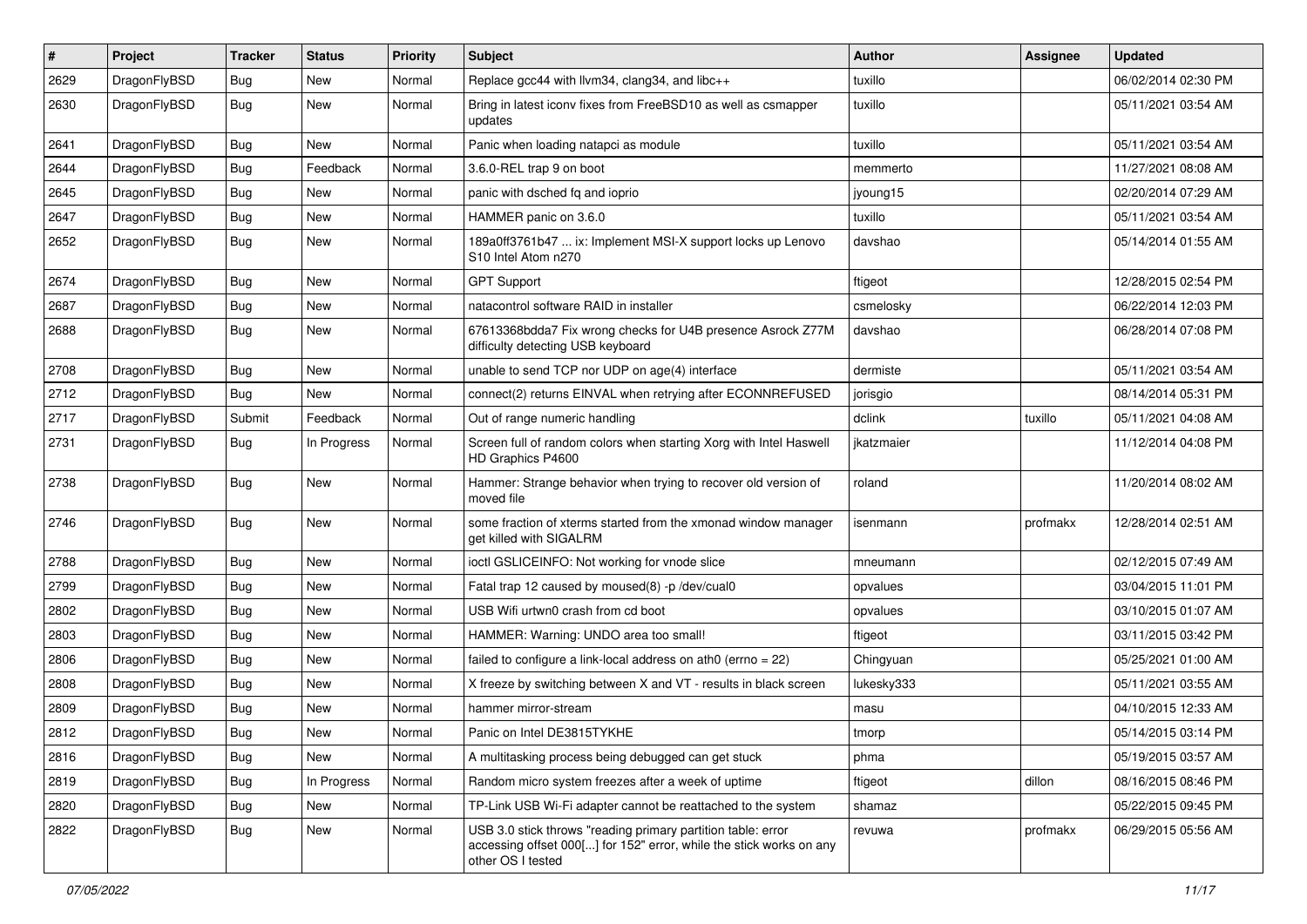| # | Project | Tracker | Status | Priority | Subject | Author | Assignee | Updated |
|---|---|---|---|---|---|---|---|---|
| 2629 | DragonFlyBSD | Bug | New | Normal | Replace gcc44 with llvm34, clang34, and libc++ | tuxillo | | 06/02/2014 02:30 PM |
| 2630 | DragonFlyBSD | Bug | New | Normal | Bring in latest iconv fixes from FreeBSD10 as well as csmapper updates | tuxillo | | 05/11/2021 03:54 AM |
| 2641 | DragonFlyBSD | Bug | New | Normal | Panic when loading natapci as module | tuxillo | | 05/11/2021 03:54 AM |
| 2644 | DragonFlyBSD | Bug | Feedback | Normal | 3.6.0-REL trap 9 on boot | memmerto | | 11/27/2021 08:08 AM |
| 2645 | DragonFlyBSD | Bug | New | Normal | panic with dsched fq and ioprio | jyoung15 | | 02/20/2014 07:29 AM |
| 2647 | DragonFlyBSD | Bug | New | Normal | HAMMER panic on 3.6.0 | tuxillo | | 05/11/2021 03:54 AM |
| 2652 | DragonFlyBSD | Bug | New | Normal | 189a0ff3761b47 ... ix: Implement MSI-X support locks up Lenovo S10 Intel Atom n270 | davshao | | 05/14/2014 01:55 AM |
| 2674 | DragonFlyBSD | Bug | New | Normal | GPT Support | ftigeot | | 12/28/2015 02:54 PM |
| 2687 | DragonFlyBSD | Bug | New | Normal | natacontrol software RAID in installer | csmelosky | | 06/22/2014 12:03 PM |
| 2688 | DragonFlyBSD | Bug | New | Normal | 67613368bdda7 Fix wrong checks for U4B presence Asrock Z77M difficulty detecting USB keyboard | davshao | | 06/28/2014 07:08 PM |
| 2708 | DragonFlyBSD | Bug | New | Normal | unable to send TCP nor UDP on age(4) interface | dermiste | | 05/11/2021 03:54 AM |
| 2712 | DragonFlyBSD | Bug | New | Normal | connect(2) returns EINVAL when retrying after ECONNREFUSED | jorisgio | | 08/14/2014 05:31 PM |
| 2717 | DragonFlyBSD | Submit | Feedback | Normal | Out of range numeric handling | dclink | tuxillo | 05/11/2021 04:08 AM |
| 2731 | DragonFlyBSD | Bug | In Progress | Normal | Screen full of random colors when starting Xorg with Intel Haswell HD Graphics P4600 | jkatzmaier | | 11/12/2014 04:08 PM |
| 2738 | DragonFlyBSD | Bug | New | Normal | Hammer: Strange behavior when trying to recover old version of moved file | roland | | 11/20/2014 08:02 AM |
| 2746 | DragonFlyBSD | Bug | New | Normal | some fraction of xterms started from the xmonad window manager get killed with SIGALRM | isenmann | profmakx | 12/28/2014 02:51 AM |
| 2788 | DragonFlyBSD | Bug | New | Normal | ioctl GSLICEINFO: Not working for vnode slice | mneumann | | 02/12/2015 07:49 AM |
| 2799 | DragonFlyBSD | Bug | New | Normal | Fatal trap 12 caused by moused(8) -p /dev/cual0 | opvalues | | 03/04/2015 11:01 PM |
| 2802 | DragonFlyBSD | Bug | New | Normal | USB Wifi urtwn0 crash from cd boot | opvalues | | 03/10/2015 01:07 AM |
| 2803 | DragonFlyBSD | Bug | New | Normal | HAMMER: Warning: UNDO area too small! | ftigeot | | 03/11/2015 03:42 PM |
| 2806 | DragonFlyBSD | Bug | New | Normal | failed to configure a link-local address on ath0 (errno = 22) | Chingyuan | | 05/25/2021 01:00 AM |
| 2808 | DragonFlyBSD | Bug | New | Normal | X freeze by switching between X and VT - results in black screen | lukesky333 | | 05/11/2021 03:55 AM |
| 2809 | DragonFlyBSD | Bug | New | Normal | hammer mirror-stream | masu | | 04/10/2015 12:33 AM |
| 2812 | DragonFlyBSD | Bug | New | Normal | Panic on Intel DE3815TYKHE | tmorp | | 05/14/2015 03:14 PM |
| 2816 | DragonFlyBSD | Bug | New | Normal | A multitasking process being debugged can get stuck | phma | | 05/19/2015 03:57 AM |
| 2819 | DragonFlyBSD | Bug | In Progress | Normal | Random micro system freezes after a week of uptime | ftigeot | dillon | 08/16/2015 08:46 PM |
| 2820 | DragonFlyBSD | Bug | New | Normal | TP-Link USB Wi-Fi adapter cannot be reattached to the system | shamaz | | 05/22/2015 09:45 PM |
| 2822 | DragonFlyBSD | Bug | New | Normal | USB 3.0 stick throws "reading primary partition table: error accessing offset 000[...] for 152" error, while the stick works on any other OS I tested | revuwa | profmakx | 06/29/2015 05:56 AM |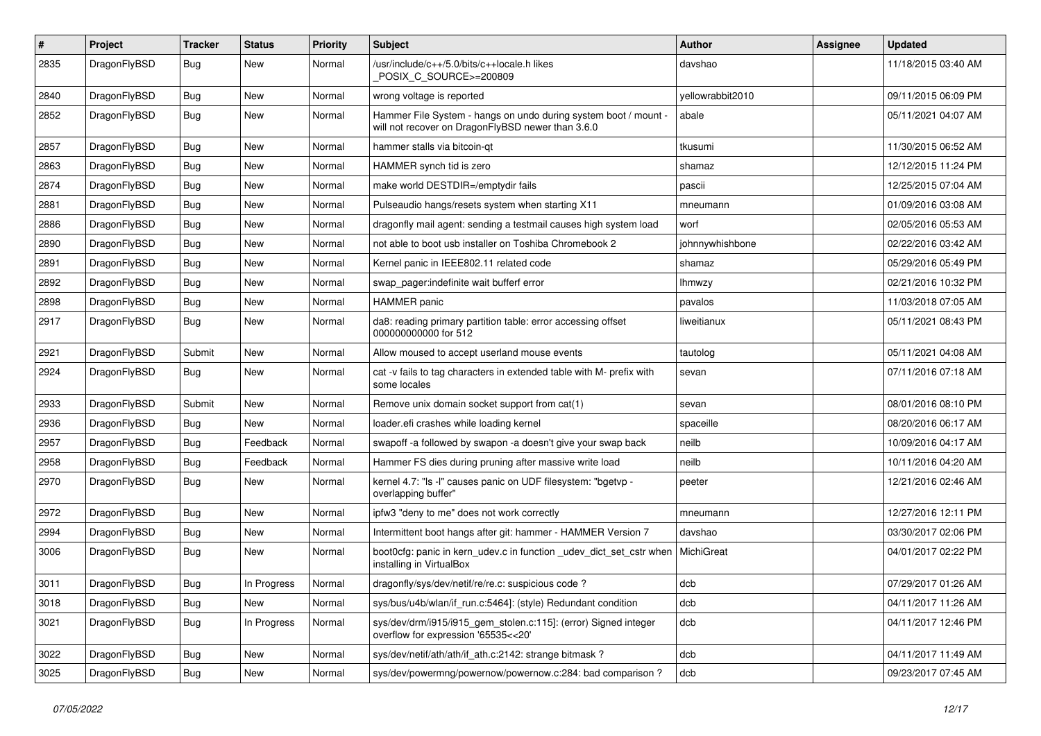| # | Project | Tracker | Status | Priority | Subject | Author | Assignee | Updated |
|---|---|---|---|---|---|---|---|---|
| 2835 | DragonFlyBSD | Bug | New | Normal | /usr/include/c++/5.0/bits/c++locale.h likes _POSIX_C_SOURCE>=200809 | davshao | | 11/18/2015 03:40 AM |
| 2840 | DragonFlyBSD | Bug | New | Normal | wrong voltage is reported | yellowrabbit2010 | | 09/11/2015 06:09 PM |
| 2852 | DragonFlyBSD | Bug | New | Normal | Hammer File System - hangs on undo during system boot / mount - will not recover on DragonFlyBSD newer than 3.6.0 | abale | | 05/11/2021 04:07 AM |
| 2857 | DragonFlyBSD | Bug | New | Normal | hammer stalls via bitcoin-qt | tkusumi | | 11/30/2015 06:52 AM |
| 2863 | DragonFlyBSD | Bug | New | Normal | HAMMER synch tid is zero | shamaz | | 12/12/2015 11:24 PM |
| 2874 | DragonFlyBSD | Bug | New | Normal | make world DESTDIR=/emptydir fails | pascii | | 12/25/2015 07:04 AM |
| 2881 | DragonFlyBSD | Bug | New | Normal | Pulseaudio hangs/resets system when starting X11 | mneumann | | 01/09/2016 03:08 AM |
| 2886 | DragonFlyBSD | Bug | New | Normal | dragonfly mail agent: sending a testmail causes high system load | worf | | 02/05/2016 05:53 AM |
| 2890 | DragonFlyBSD | Bug | New | Normal | not able to boot usb installer on Toshiba Chromebook 2 | johnnywhishbone | | 02/22/2016 03:42 AM |
| 2891 | DragonFlyBSD | Bug | New | Normal | Kernel panic in IEEE802.11 related code | shamaz | | 05/29/2016 05:49 PM |
| 2892 | DragonFlyBSD | Bug | New | Normal | swap_pager:indefinite wait bufferf error | lhmwzy | | 02/21/2016 10:32 PM |
| 2898 | DragonFlyBSD | Bug | New | Normal | HAMMER panic | pavalos | | 11/03/2018 07:05 AM |
| 2917 | DragonFlyBSD | Bug | New | Normal | da8: reading primary partition table: error accessing offset 000000000000 for 512 | liweitianux | | 05/11/2021 08:43 PM |
| 2921 | DragonFlyBSD | Submit | New | Normal | Allow moused to accept userland mouse events | tautolog | | 05/11/2021 04:08 AM |
| 2924 | DragonFlyBSD | Bug | New | Normal | cat -v fails to tag characters in extended table with M- prefix with some locales | sevan | | 07/11/2016 07:18 AM |
| 2933 | DragonFlyBSD | Submit | New | Normal | Remove unix domain socket support from cat(1) | sevan | | 08/01/2016 08:10 PM |
| 2936 | DragonFlyBSD | Bug | New | Normal | loader.efi crashes while loading kernel | spaceille | | 08/20/2016 06:17 AM |
| 2957 | DragonFlyBSD | Bug | Feedback | Normal | swapoff -a followed by swapon -a doesn't give your swap back | neilb | | 10/09/2016 04:17 AM |
| 2958 | DragonFlyBSD | Bug | Feedback | Normal | Hammer FS dies during pruning after massive write load | neilb | | 10/11/2016 04:20 AM |
| 2970 | DragonFlyBSD | Bug | New | Normal | kernel 4.7: "ls -l" causes panic on UDF filesystem: "bgetvp - overlapping buffer" | peeter | | 12/21/2016 02:46 AM |
| 2972 | DragonFlyBSD | Bug | New | Normal | ipfw3 "deny to me" does not work correctly | mneumann | | 12/27/2016 12:11 PM |
| 2994 | DragonFlyBSD | Bug | New | Normal | Intermittent boot hangs after git: hammer - HAMMER Version 7 | davshao | | 03/30/2017 02:06 PM |
| 3006 | DragonFlyBSD | Bug | New | Normal | boot0cfg: panic in kern_udev.c in function _udev_dict_set_cstr when installing in VirtualBox | MichiGreat | | 04/01/2017 02:22 PM |
| 3011 | DragonFlyBSD | Bug | In Progress | Normal | dragonfly/sys/dev/netif/re/re.c: suspicious code ? | dcb | | 07/29/2017 01:26 AM |
| 3018 | DragonFlyBSD | Bug | New | Normal | sys/bus/u4b/wlan/if_run.c:5464]: (style) Redundant condition | dcb | | 04/11/2017 11:26 AM |
| 3021 | DragonFlyBSD | Bug | In Progress | Normal | sys/dev/drm/i915/i915_gem_stolen.c:115]: (error) Signed integer overflow for expression '65535<<20' | dcb | | 04/11/2017 12:46 PM |
| 3022 | DragonFlyBSD | Bug | New | Normal | sys/dev/netif/ath/ath/if_ath.c:2142: strange bitmask ? | dcb | | 04/11/2017 11:49 AM |
| 3025 | DragonFlyBSD | Bug | New | Normal | sys/dev/powermng/powernow/powernow.c:284: bad comparison ? | dcb | | 09/23/2017 07:45 AM |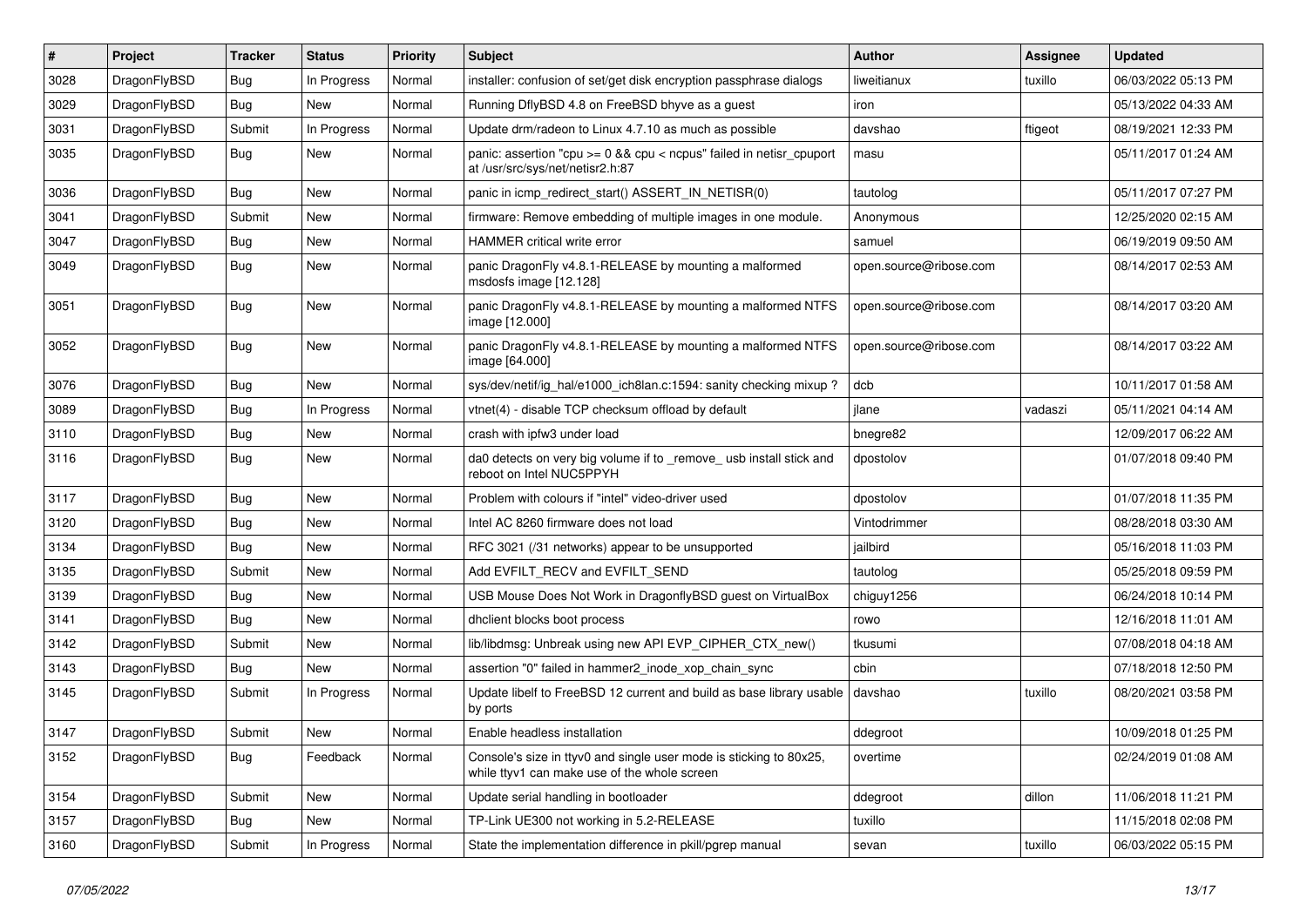| # | Project | Tracker | Status | Priority | Subject | Author | Assignee | Updated |
| --- | --- | --- | --- | --- | --- | --- | --- | --- |
| 3028 | DragonFlyBSD | Bug | In Progress | Normal | installer: confusion of set/get disk encryption passphrase dialogs | liweitianux | tuxillo | 06/03/2022 05:13 PM |
| 3029 | DragonFlyBSD | Bug | New | Normal | Running DflyBSD 4.8 on FreeBSD bhyve as a guest | iron | | 05/13/2022 04:33 AM |
| 3031 | DragonFlyBSD | Submit | In Progress | Normal | Update drm/radeon to Linux 4.7.10 as much as possible | davshao | ftigeot | 08/19/2021 12:33 PM |
| 3035 | DragonFlyBSD | Bug | New | Normal | panic: assertion "cpu >= 0 && cpu < ncpus" failed in netisr_cpuport at /usr/src/sys/net/netisr2.h:87 | masu | | 05/11/2017 01:24 AM |
| 3036 | DragonFlyBSD | Bug | New | Normal | panic in icmp_redirect_start() ASSERT_IN_NETISR(0) | tautolog | | 05/11/2017 07:27 PM |
| 3041 | DragonFlyBSD | Submit | New | Normal | firmware: Remove embedding of multiple images in one module. | Anonymous | | 12/25/2020 02:15 AM |
| 3047 | DragonFlyBSD | Bug | New | Normal | HAMMER critical write error | samuel | | 06/19/2019 09:50 AM |
| 3049 | DragonFlyBSD | Bug | New | Normal | panic DragonFly v4.8.1-RELEASE by mounting a malformed msdosfs image [12.128] | open.source@ribose.com | | 08/14/2017 02:53 AM |
| 3051 | DragonFlyBSD | Bug | New | Normal | panic DragonFly v4.8.1-RELEASE by mounting a malformed NTFS image [12.000] | open.source@ribose.com | | 08/14/2017 03:20 AM |
| 3052 | DragonFlyBSD | Bug | New | Normal | panic DragonFly v4.8.1-RELEASE by mounting a malformed NTFS image [64.000] | open.source@ribose.com | | 08/14/2017 03:22 AM |
| 3076 | DragonFlyBSD | Bug | New | Normal | sys/dev/netif/ig_hal/e1000_ich8lan.c:1594: sanity checking mixup ? | dcb | | 10/11/2017 01:58 AM |
| 3089 | DragonFlyBSD | Bug | In Progress | Normal | vtnet(4) - disable TCP checksum offload by default | jlane | vadaszi | 05/11/2021 04:14 AM |
| 3110 | DragonFlyBSD | Bug | New | Normal | crash with ipfw3 under load | bnegre82 | | 12/09/2017 06:22 AM |
| 3116 | DragonFlyBSD | Bug | New | Normal | da0 detects on very big volume if to _remove_ usb install stick and reboot on Intel NUC5PPYH | dpostolov | | 01/07/2018 09:40 PM |
| 3117 | DragonFlyBSD | Bug | New | Normal | Problem with colours if "intel" video-driver used | dpostolov | | 01/07/2018 11:35 PM |
| 3120 | DragonFlyBSD | Bug | New | Normal | Intel AC 8260 firmware does not load | Vintodrimmer | | 08/28/2018 03:30 AM |
| 3134 | DragonFlyBSD | Bug | New | Normal | RFC 3021 (/31 networks) appear to be unsupported | jailbird | | 05/16/2018 11:03 PM |
| 3135 | DragonFlyBSD | Submit | New | Normal | Add EVFILT_RECV and EVFILT_SEND | tautolog | | 05/25/2018 09:59 PM |
| 3139 | DragonFlyBSD | Bug | New | Normal | USB Mouse Does Not Work in DragonflyBSD guest on VirtualBox | chiguy1256 | | 06/24/2018 10:14 PM |
| 3141 | DragonFlyBSD | Bug | New | Normal | dhclient blocks boot process | rowo | | 12/16/2018 11:01 AM |
| 3142 | DragonFlyBSD | Submit | New | Normal | lib/libdmsg: Unbreak using new API EVP_CIPHER_CTX_new() | tkusumi | | 07/08/2018 04:18 AM |
| 3143 | DragonFlyBSD | Bug | New | Normal | assertion "0" failed in hammer2_inode_xop_chain_sync | cbin | | 07/18/2018 12:50 PM |
| 3145 | DragonFlyBSD | Submit | In Progress | Normal | Update libelf to FreeBSD 12 current and build as base library usable by ports | davshao | tuxillo | 08/20/2021 03:58 PM |
| 3147 | DragonFlyBSD | Submit | New | Normal | Enable headless installation | ddegroot | | 10/09/2018 01:25 PM |
| 3152 | DragonFlyBSD | Bug | Feedback | Normal | Console's size in ttyv0 and single user mode is sticking to 80x25, while ttyv1 can make use of the whole screen | overtime | | 02/24/2019 01:08 AM |
| 3154 | DragonFlyBSD | Submit | New | Normal | Update serial handling in bootloader | ddegroot | dillon | 11/06/2018 11:21 PM |
| 3157 | DragonFlyBSD | Bug | New | Normal | TP-Link UE300 not working in 5.2-RELEASE | tuxillo | | 11/15/2018 02:08 PM |
| 3160 | DragonFlyBSD | Submit | In Progress | Normal | State the implementation difference in pkill/pgrep manual | sevan | tuxillo | 06/03/2022 05:15 PM |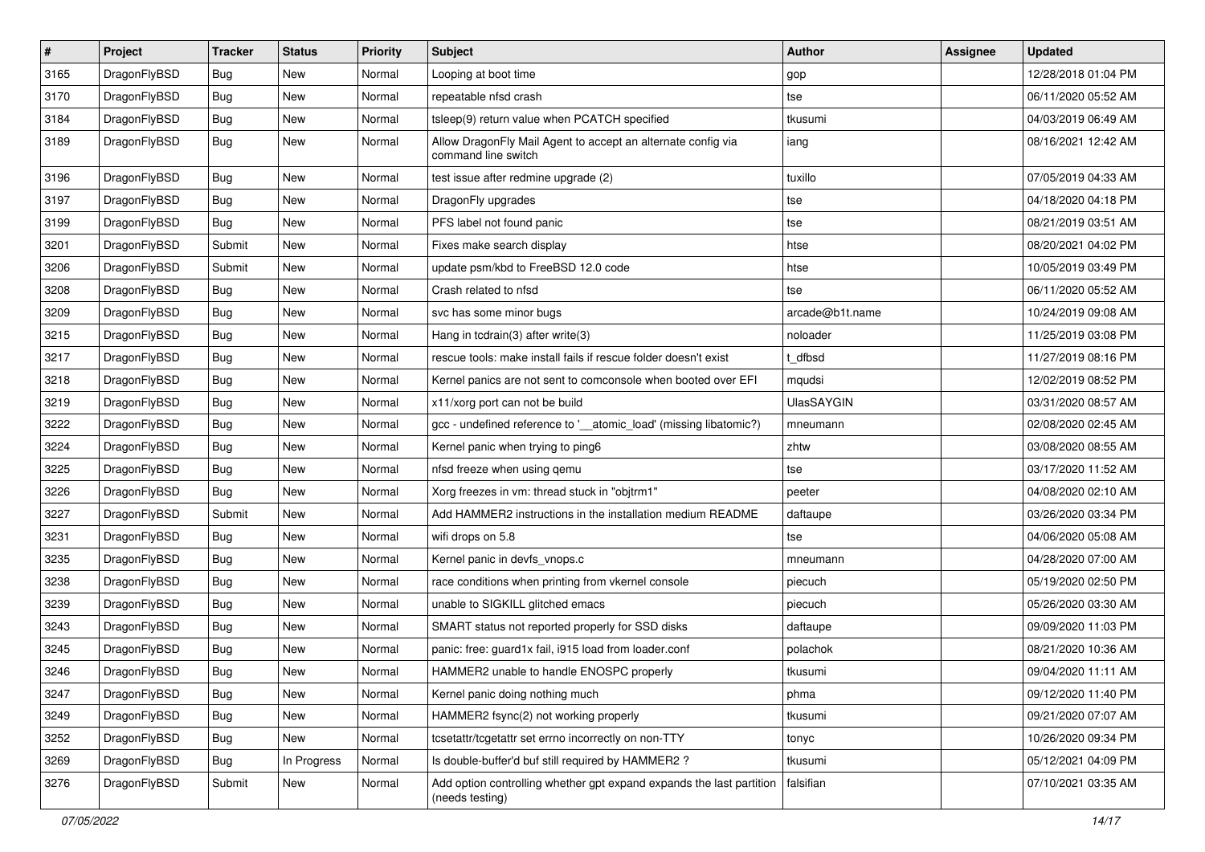| # | Project | Tracker | Status | Priority | Subject | Author | Assignee | Updated |
|---|---|---|---|---|---|---|---|---|
| 3165 | DragonFlyBSD | Bug | New | Normal | Looping at boot time | gop | | 12/28/2018 01:04 PM |
| 3170 | DragonFlyBSD | Bug | New | Normal | repeatable nfsd crash | tse | | 06/11/2020 05:52 AM |
| 3184 | DragonFlyBSD | Bug | New | Normal | tsleep(9) return value when PCATCH specified | tkusumi | | 04/03/2019 06:49 AM |
| 3189 | DragonFlyBSD | Bug | New | Normal | Allow DragonFly Mail Agent to accept an alternate config via command line switch | iang | | 08/16/2021 12:42 AM |
| 3196 | DragonFlyBSD | Bug | New | Normal | test issue after redmine upgrade (2) | tuxillo | | 07/05/2019 04:33 AM |
| 3197 | DragonFlyBSD | Bug | New | Normal | DragonFly upgrades | tse | | 04/18/2020 04:18 PM |
| 3199 | DragonFlyBSD | Bug | New | Normal | PFS label not found panic | tse | | 08/21/2019 03:51 AM |
| 3201 | DragonFlyBSD | Submit | New | Normal | Fixes make search display | htse | | 08/20/2021 04:02 PM |
| 3206 | DragonFlyBSD | Submit | New | Normal | update psm/kbd to FreeBSD 12.0 code | htse | | 10/05/2019 03:49 PM |
| 3208 | DragonFlyBSD | Bug | New | Normal | Crash related to nfsd | tse | | 06/11/2020 05:52 AM |
| 3209 | DragonFlyBSD | Bug | New | Normal | svc has some minor bugs | arcade@b1t.name | | 10/24/2019 09:08 AM |
| 3215 | DragonFlyBSD | Bug | New | Normal | Hang in tcdrain(3) after write(3) | noloader | | 11/25/2019 03:08 PM |
| 3217 | DragonFlyBSD | Bug | New | Normal | rescue tools: make install fails if rescue folder doesn't exist | t_dfbsd | | 11/27/2019 08:16 PM |
| 3218 | DragonFlyBSD | Bug | New | Normal | Kernel panics are not sent to comconsole when booted over EFI | mqudsi | | 12/02/2019 08:52 PM |
| 3219 | DragonFlyBSD | Bug | New | Normal | x11/xorg port can not be build | UlasSAYGIN | | 03/31/2020 08:57 AM |
| 3222 | DragonFlyBSD | Bug | New | Normal | gcc - undefined reference to '__atomic_load' (missing libatomic?) | mneumann | | 02/08/2020 02:45 AM |
| 3224 | DragonFlyBSD | Bug | New | Normal | Kernel panic when trying to ping6 | zhtw | | 03/08/2020 08:55 AM |
| 3225 | DragonFlyBSD | Bug | New | Normal | nfsd freeze when using qemu | tse | | 03/17/2020 11:52 AM |
| 3226 | DragonFlyBSD | Bug | New | Normal | Xorg freezes in vm: thread stuck in "objtrm1" | peeter | | 04/08/2020 02:10 AM |
| 3227 | DragonFlyBSD | Submit | New | Normal | Add HAMMER2 instructions in the installation medium README | daftaupe | | 03/26/2020 03:34 PM |
| 3231 | DragonFlyBSD | Bug | New | Normal | wifi drops on 5.8 | tse | | 04/06/2020 05:08 AM |
| 3235 | DragonFlyBSD | Bug | New | Normal | Kernel panic in devfs_vnops.c | mneumann | | 04/28/2020 07:00 AM |
| 3238 | DragonFlyBSD | Bug | New | Normal | race conditions when printing from vkernel console | piecuch | | 05/19/2020 02:50 PM |
| 3239 | DragonFlyBSD | Bug | New | Normal | unable to SIGKILL glitched emacs | piecuch | | 05/26/2020 03:30 AM |
| 3243 | DragonFlyBSD | Bug | New | Normal | SMART status not reported properly for SSD disks | daftaupe | | 09/09/2020 11:03 PM |
| 3245 | DragonFlyBSD | Bug | New | Normal | panic: free: guard1x fail, i915 load from loader.conf | polachok | | 08/21/2020 10:36 AM |
| 3246 | DragonFlyBSD | Bug | New | Normal | HAMMER2 unable to handle ENOSPC properly | tkusumi | | 09/04/2020 11:11 AM |
| 3247 | DragonFlyBSD | Bug | New | Normal | Kernel panic doing nothing much | phma | | 09/12/2020 11:40 PM |
| 3249 | DragonFlyBSD | Bug | New | Normal | HAMMER2 fsync(2) not working properly | tkusumi | | 09/21/2020 07:07 AM |
| 3252 | DragonFlyBSD | Bug | New | Normal | tcsetattr/tcgetattr set errno incorrectly on non-TTY | tonyc | | 10/26/2020 09:34 PM |
| 3269 | DragonFlyBSD | Bug | In Progress | Normal | Is double-buffer'd buf still required by HAMMER2 ? | tkusumi | | 05/12/2021 04:09 PM |
| 3276 | DragonFlyBSD | Submit | New | Normal | Add option controlling whether gpt expand expands the last partition (needs testing) | falsifian | | 07/10/2021 03:35 AM |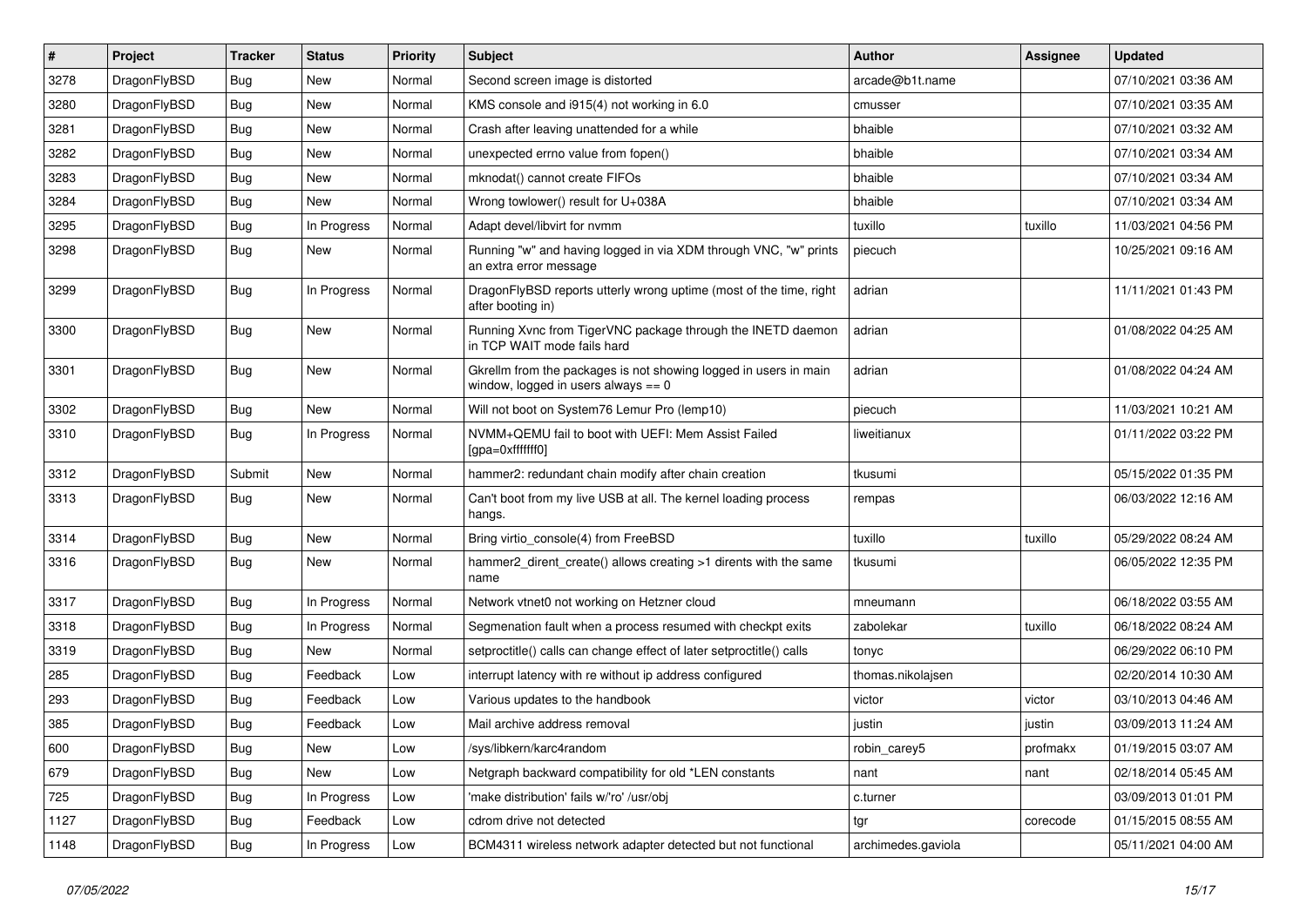| # | Project | Tracker | Status | Priority | Subject | Author | Assignee | Updated |
|---|---|---|---|---|---|---|---|---|
| 3278 | DragonFlyBSD | Bug | New | Normal | Second screen image is distorted | arcade@b1t.name | | 07/10/2021 03:36 AM |
| 3280 | DragonFlyBSD | Bug | New | Normal | KMS console and i915(4) not working in 6.0 | cmusser | | 07/10/2021 03:35 AM |
| 3281 | DragonFlyBSD | Bug | New | Normal | Crash after leaving unattended for a while | bhaible | | 07/10/2021 03:32 AM |
| 3282 | DragonFlyBSD | Bug | New | Normal | unexpected errno value from fopen() | bhaible | | 07/10/2021 03:34 AM |
| 3283 | DragonFlyBSD | Bug | New | Normal | mknodat() cannot create FIFOs | bhaible | | 07/10/2021 03:34 AM |
| 3284 | DragonFlyBSD | Bug | New | Normal | Wrong towlower() result for U+038A | bhaible | | 07/10/2021 03:34 AM |
| 3295 | DragonFlyBSD | Bug | In Progress | Normal | Adapt devel/libvirt for nvmm | tuxillo | tuxillo | 11/03/2021 04:56 PM |
| 3298 | DragonFlyBSD | Bug | New | Normal | Running "w" and having logged in via XDM through VNC, "w" prints an extra error message | piecuch | | 10/25/2021 09:16 AM |
| 3299 | DragonFlyBSD | Bug | In Progress | Normal | DragonFlyBSD reports utterly wrong uptime (most of the time, right after booting in) | adrian | | 11/11/2021 01:43 PM |
| 3300 | DragonFlyBSD | Bug | New | Normal | Running Xvnc from TigerVNC package through the INETD daemon in TCP WAIT mode fails hard | adrian | | 01/08/2022 04:25 AM |
| 3301 | DragonFlyBSD | Bug | New | Normal | Gkrellm from the packages is not showing logged in users in main window, logged in users always == 0 | adrian | | 01/08/2022 04:24 AM |
| 3302 | DragonFlyBSD | Bug | New | Normal | Will not boot on System76 Lemur Pro (lemp10) | piecuch | | 11/03/2021 10:21 AM |
| 3310 | DragonFlyBSD | Bug | In Progress | Normal | NVMM+QEMU fail to boot with UEFI: Mem Assist Failed [gpa=0xfffffff0] | liweitianux | | 01/11/2022 03:22 PM |
| 3312 | DragonFlyBSD | Submit | New | Normal | hammer2: redundant chain modify after chain creation | tkusumi | | 05/15/2022 01:35 PM |
| 3313 | DragonFlyBSD | Bug | New | Normal | Can't boot from my live USB at all. The kernel loading process hangs. | rempas | | 06/03/2022 12:16 AM |
| 3314 | DragonFlyBSD | Bug | New | Normal | Bring virtio_console(4) from FreeBSD | tuxillo | tuxillo | 05/29/2022 08:24 AM |
| 3316 | DragonFlyBSD | Bug | New | Normal | hammer2_dirent_create() allows creating >1 dirents with the same name | tkusumi | | 06/05/2022 12:35 PM |
| 3317 | DragonFlyBSD | Bug | In Progress | Normal | Network vtnet0 not working on Hetzner cloud | mneumann | | 06/18/2022 03:55 AM |
| 3318 | DragonFlyBSD | Bug | In Progress | Normal | Segmenation fault when a process resumed with checkpt exits | zabolekar | tuxillo | 06/18/2022 08:24 AM |
| 3319 | DragonFlyBSD | Bug | New | Normal | setproctitle() calls can change effect of later setproctitle() calls | tonyc | | 06/29/2022 06:10 PM |
| 285 | DragonFlyBSD | Bug | Feedback | Low | interrupt latency with re without ip address configured | thomas.nikolajsen | | 02/20/2014 10:30 AM |
| 293 | DragonFlyBSD | Bug | Feedback | Low | Various updates to the handbook | victor | victor | 03/10/2013 04:46 AM |
| 385 | DragonFlyBSD | Bug | Feedback | Low | Mail archive address removal | justin | justin | 03/09/2013 11:24 AM |
| 600 | DragonFlyBSD | Bug | New | Low | /sys/libkern/karc4random | robin_carey5 | profmakx | 01/19/2015 03:07 AM |
| 679 | DragonFlyBSD | Bug | New | Low | Netgraph backward compatibility for old *LEN constants | nant | nant | 02/18/2014 05:45 AM |
| 725 | DragonFlyBSD | Bug | In Progress | Low | 'make distribution' fails w/'ro' /usr/obj | c.turner | | 03/09/2013 01:01 PM |
| 1127 | DragonFlyBSD | Bug | Feedback | Low | cdrom drive not detected | tgr | corecode | 01/15/2015 08:55 AM |
| 1148 | DragonFlyBSD | Bug | In Progress | Low | BCM4311 wireless network adapter detected but not functional | archimedes.gaviola | | 05/11/2021 04:00 AM |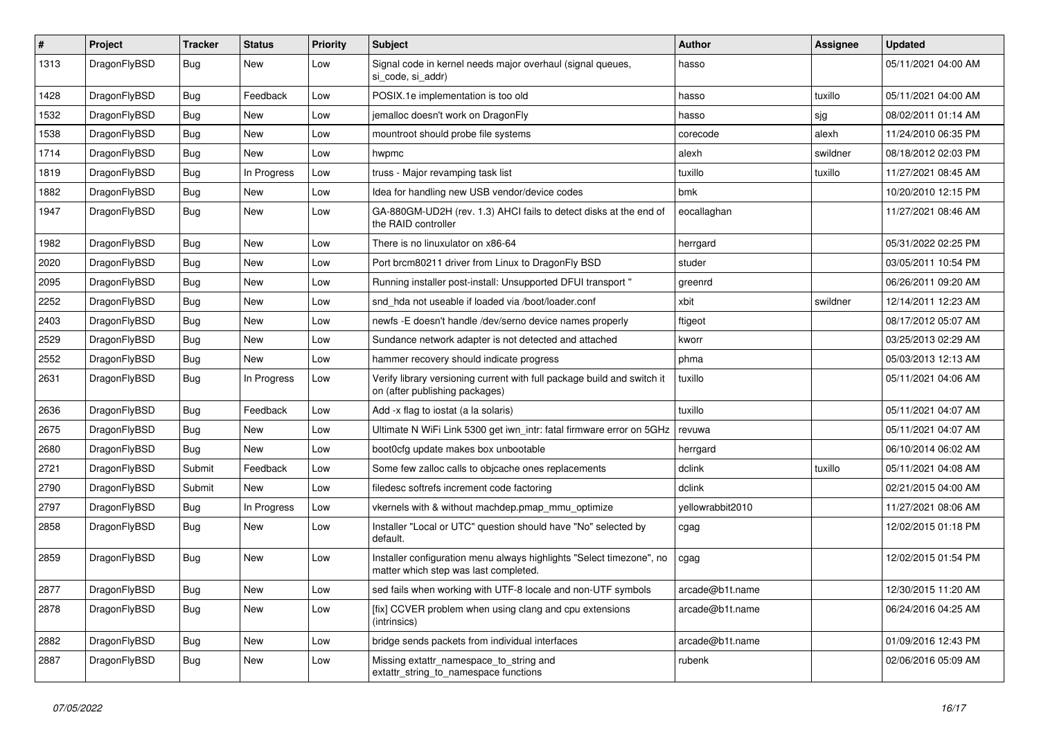| # | Project | Tracker | Status | Priority | Subject | Author | Assignee | Updated |
|---|---|---|---|---|---|---|---|---|
| 1313 | DragonFlyBSD | Bug | New | Low | Signal code in kernel needs major overhaul (signal queues, si_code, si_addr) | hasso | | 05/11/2021 04:00 AM |
| 1428 | DragonFlyBSD | Bug | Feedback | Low | POSIX.1e implementation is too old | hasso | tuxillo | 05/11/2021 04:00 AM |
| 1532 | DragonFlyBSD | Bug | New | Low | jemalloc doesn't work on DragonFly | hasso | sjg | 08/02/2011 01:14 AM |
| 1538 | DragonFlyBSD | Bug | New | Low | mountroot should probe file systems | corecode | alexh | 11/24/2010 06:35 PM |
| 1714 | DragonFlyBSD | Bug | New | Low | hwpmc | alexh | swildner | 08/18/2012 02:03 PM |
| 1819 | DragonFlyBSD | Bug | In Progress | Low | truss - Major revamping task list | tuxillo | tuxillo | 11/27/2021 08:45 AM |
| 1882 | DragonFlyBSD | Bug | New | Low | Idea for handling new USB vendor/device codes | bmk | | 10/20/2010 12:15 PM |
| 1947 | DragonFlyBSD | Bug | New | Low | GA-880GM-UD2H (rev. 1.3) AHCI fails to detect disks at the end of the RAID controller | eocallaghan | | 11/27/2021 08:46 AM |
| 1982 | DragonFlyBSD | Bug | New | Low | There is no linuxulator on x86-64 | herrgard | | 05/31/2022 02:25 PM |
| 2020 | DragonFlyBSD | Bug | New | Low | Port brcm80211 driver from Linux to DragonFly BSD | studer | | 03/05/2011 10:54 PM |
| 2095 | DragonFlyBSD | Bug | New | Low | Running installer post-install: Unsupported DFUI transport " | greenrd | | 06/26/2011 09:20 AM |
| 2252 | DragonFlyBSD | Bug | New | Low | snd_hda not useable if loaded via /boot/loader.conf | xbit | swildner | 12/14/2011 12:23 AM |
| 2403 | DragonFlyBSD | Bug | New | Low | newfs -E doesn't handle /dev/serno device names properly | ftigeot | | 08/17/2012 05:07 AM |
| 2529 | DragonFlyBSD | Bug | New | Low | Sundance network adapter is not detected and attached | kworr | | 03/25/2013 02:29 AM |
| 2552 | DragonFlyBSD | Bug | New | Low | hammer recovery should indicate progress | phma | | 05/03/2013 12:13 AM |
| 2631 | DragonFlyBSD | Bug | In Progress | Low | Verify library versioning current with full package build and switch it on (after publishing packages) | tuxillo | | 05/11/2021 04:06 AM |
| 2636 | DragonFlyBSD | Bug | Feedback | Low | Add -x flag to iostat (a la solaris) | tuxillo | | 05/11/2021 04:07 AM |
| 2675 | DragonFlyBSD | Bug | New | Low | Ultimate N WiFi Link 5300 get iwn_intr: fatal firmware error on 5GHz | revuwa | | 05/11/2021 04:07 AM |
| 2680 | DragonFlyBSD | Bug | New | Low | boot0cfg update makes box unbootable | herrgard | | 06/10/2014 06:02 AM |
| 2721 | DragonFlyBSD | Submit | Feedback | Low | Some few zalloc calls to objcache ones replacements | dclink | tuxillo | 05/11/2021 04:08 AM |
| 2790 | DragonFlyBSD | Submit | New | Low | filedesc softrefs increment code factoring | dclink | | 02/21/2015 04:00 AM |
| 2797 | DragonFlyBSD | Bug | In Progress | Low | vkernels with & without machdep.pmap_mmu_optimize | yellowrabbit2010 | | 11/27/2021 08:06 AM |
| 2858 | DragonFlyBSD | Bug | New | Low | Installer "Local or UTC" question should have "No" selected by default. | cgag | | 12/02/2015 01:18 PM |
| 2859 | DragonFlyBSD | Bug | New | Low | Installer configuration menu always highlights "Select timezone", no matter which step was last completed. | cgag | | 12/02/2015 01:54 PM |
| 2877 | DragonFlyBSD | Bug | New | Low | sed fails when working with UTF-8 locale and non-UTF symbols | arcade@b1t.name | | 12/30/2015 11:20 AM |
| 2878 | DragonFlyBSD | Bug | New | Low | [fix] CCVER problem when using clang and cpu extensions (intrinsics) | arcade@b1t.name | | 06/24/2016 04:25 AM |
| 2882 | DragonFlyBSD | Bug | New | Low | bridge sends packets from individual interfaces | arcade@b1t.name | | 01/09/2016 12:43 PM |
| 2887 | DragonFlyBSD | Bug | New | Low | Missing extattr_namespace_to_string and extattr_string_to_namespace functions | rubenk | | 02/06/2016 05:09 AM |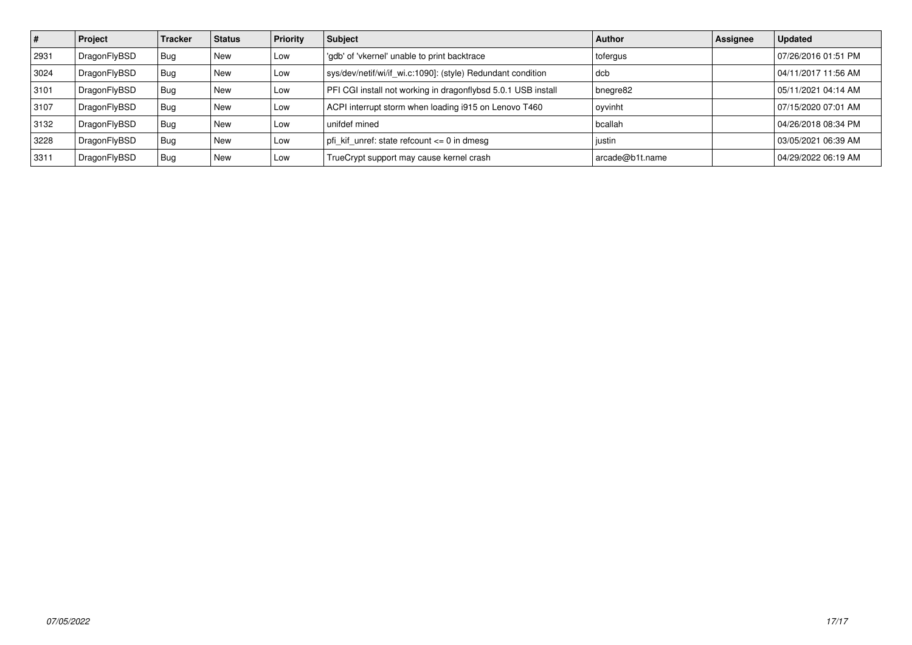| # | Project | Tracker | Status | Priority | Subject | Author | Assignee | Updated |
|---|---|---|---|---|---|---|---|---|
| 2931 | DragonFlyBSD | Bug | New | Low | 'gdb' of 'vkernel' unable to print backtrace | tofergus | | 07/26/2016 01:51 PM |
| 3024 | DragonFlyBSD | Bug | New | Low | sys/dev/netif/wi/if_wi.c:1090]: (style) Redundant condition | dcb | | 04/11/2017 11:56 AM |
| 3101 | DragonFlyBSD | Bug | New | Low | PFI CGI install not working in dragonflybsd 5.0.1 USB install | bnegre82 | | 05/11/2021 04:14 AM |
| 3107 | DragonFlyBSD | Bug | New | Low | ACPI interrupt storm when loading i915 on Lenovo T460 | oyvinht | | 07/15/2020 07:01 AM |
| 3132 | DragonFlyBSD | Bug | New | Low | unifdef mined | bcallah | | 04/26/2018 08:34 PM |
| 3228 | DragonFlyBSD | Bug | New | Low | pfi_kif_unref: state refcount <= 0 in dmesg | justin | | 03/05/2021 06:39 AM |
| 3311 | DragonFlyBSD | Bug | New | Low | TrueCrypt support may cause kernel crash | arcade@b1t.name | | 04/29/2022 06:19 AM |